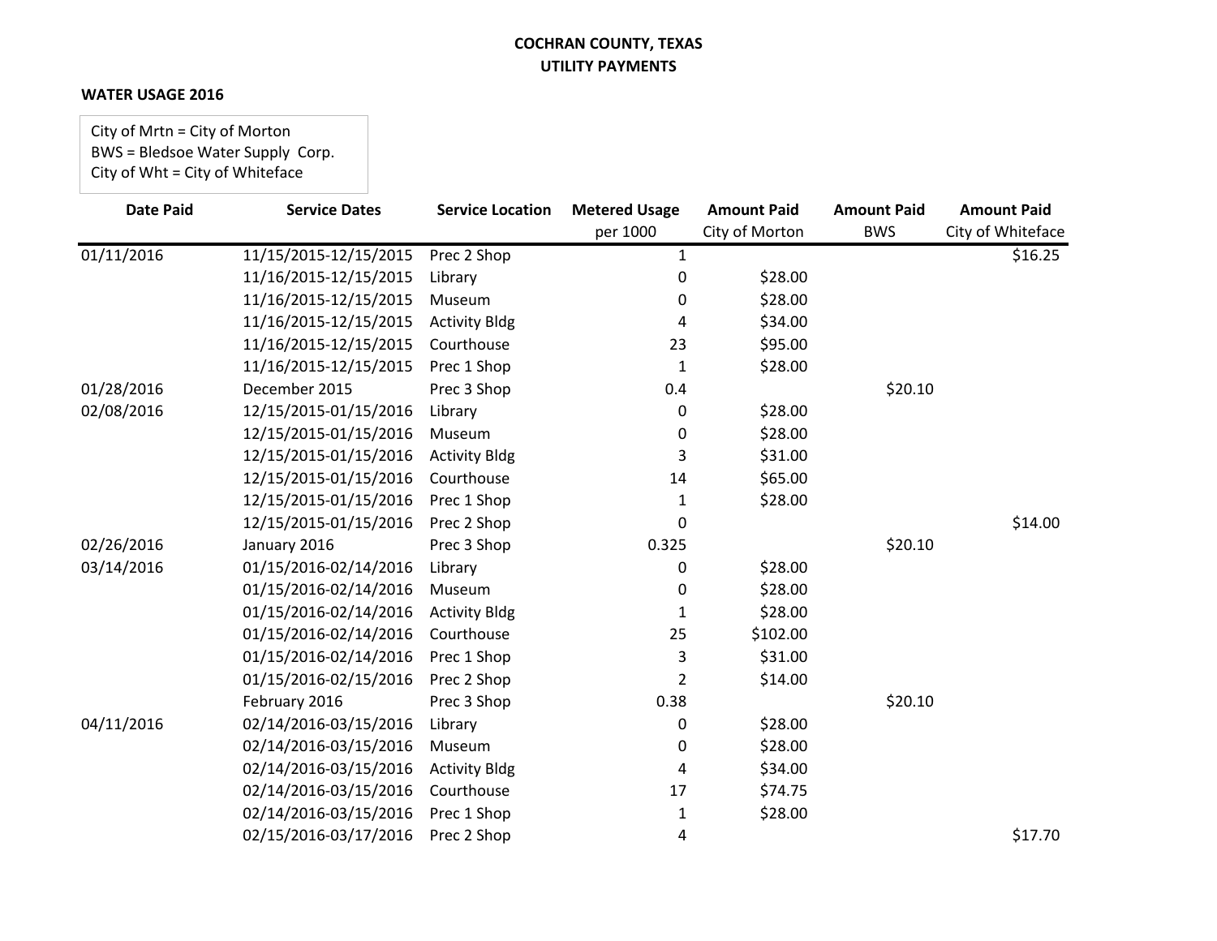**COCHRAN COUNTY, TEXAS**
**UTILITY PAYMENTS**

**WATER USAGE 2016**

City of Mrtn = City of Morton
BWS = Bledsoe Water Supply Corp.
City of Wht = City of Whiteface

| Date Paid | Service Dates | Service Location | Metered Usage per 1000 | Amount Paid City of Morton | Amount Paid BWS | Amount Paid City of Whiteface |
|---|---|---|---|---|---|---|
| 01/11/2016 | 11/15/2015-12/15/2015 | Prec 2 Shop | 1 | | | $16.25 |
| | 11/16/2015-12/15/2015 | Library | 0 | $28.00 | | |
| | 11/16/2015-12/15/2015 | Museum | 0 | $28.00 | | |
| | 11/16/2015-12/15/2015 | Activity Bldg | 4 | $34.00 | | |
| | 11/16/2015-12/15/2015 | Courthouse | 23 | $95.00 | | |
| | 11/16/2015-12/15/2015 | Prec 1 Shop | 1 | $28.00 | | |
| 01/28/2016 | December 2015 | Prec 3 Shop | 0.4 | | $20.10 | |
| 02/08/2016 | 12/15/2015-01/15/2016 | Library | 0 | $28.00 | | |
| | 12/15/2015-01/15/2016 | Museum | 0 | $28.00 | | |
| | 12/15/2015-01/15/2016 | Activity Bldg | 3 | $31.00 | | |
| | 12/15/2015-01/15/2016 | Courthouse | 14 | $65.00 | | |
| | 12/15/2015-01/15/2016 | Prec 1 Shop | 1 | $28.00 | | |
| | 12/15/2015-01/15/2016 | Prec 2 Shop | 0 | | | $14.00 |
| 02/26/2016 | January 2016 | Prec 3 Shop | 0.325 | | $20.10 | |
| 03/14/2016 | 01/15/2016-02/14/2016 | Library | 0 | $28.00 | | |
| | 01/15/2016-02/14/2016 | Museum | 0 | $28.00 | | |
| | 01/15/2016-02/14/2016 | Activity Bldg | 1 | $28.00 | | |
| | 01/15/2016-02/14/2016 | Courthouse | 25 | $102.00 | | |
| | 01/15/2016-02/14/2016 | Prec 1 Shop | 3 | $31.00 | | |
| | 01/15/2016-02/15/2016 | Prec 2 Shop | 2 | $14.00 | | |
| | February 2016 | Prec 3 Shop | 0.38 | | $20.10 | |
| 04/11/2016 | 02/14/2016-03/15/2016 | Library | 0 | $28.00 | | |
| | 02/14/2016-03/15/2016 | Museum | 0 | $28.00 | | |
| | 02/14/2016-03/15/2016 | Activity Bldg | 4 | $34.00 | | |
| | 02/14/2016-03/15/2016 | Courthouse | 17 | $74.75 | | |
| | 02/14/2016-03/15/2016 | Prec 1 Shop | 1 | $28.00 | | |
| | 02/15/2016-03/17/2016 | Prec 2 Shop | 4 | | | $17.70 |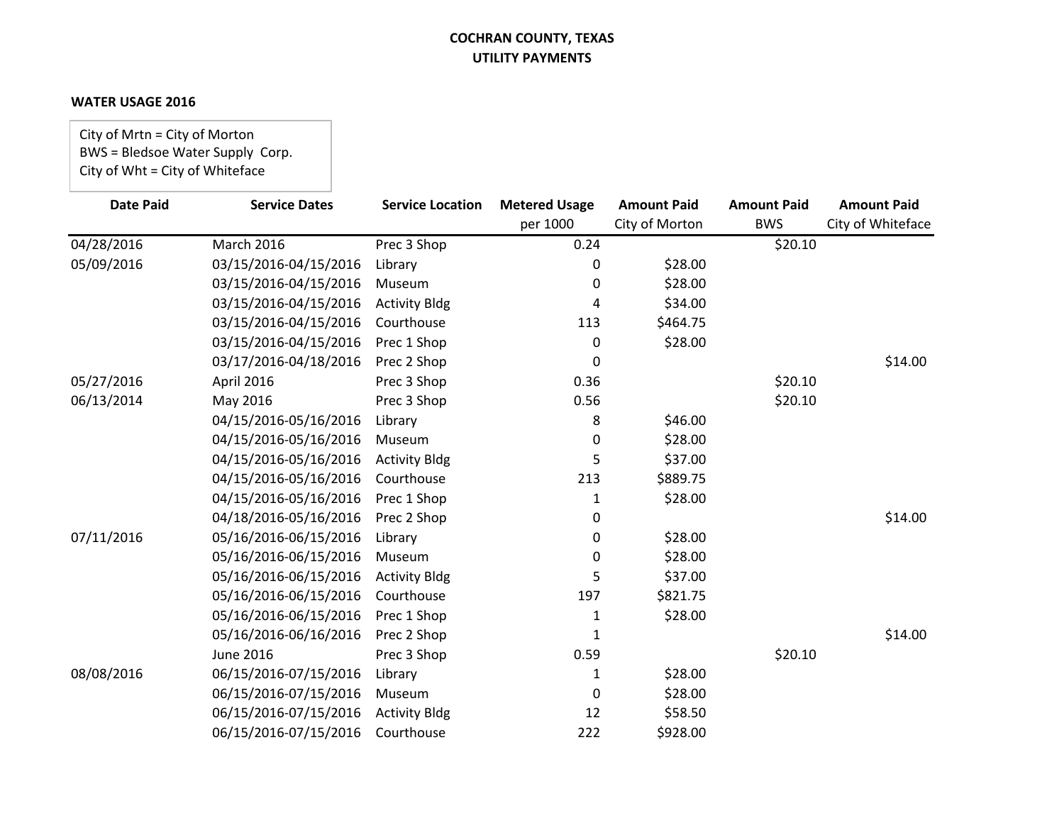**COCHRAN COUNTY, TEXAS**
**UTILITY PAYMENTS**

**WATER USAGE 2016**

City of Mrtn = City of Morton
BWS = Bledsoe Water Supply Corp.
City of Wht = City of Whiteface

| Date Paid | Service Dates | Service Location | Metered Usage per 1000 | Amount Paid City of Morton | Amount Paid BWS | Amount Paid City of Whiteface |
|---|---|---|---|---|---|---|
| 04/28/2016 | March 2016 | Prec 3 Shop | 0.24 | | $20.10 | |
| 05/09/2016 | 03/15/2016-04/15/2016 | Library | 0 | $28.00 | | |
| | 03/15/2016-04/15/2016 | Museum | 0 | $28.00 | | |
| | 03/15/2016-04/15/2016 | Activity Bldg | 4 | $34.00 | | |
| | 03/15/2016-04/15/2016 | Courthouse | 113 | $464.75 | | |
| | 03/15/2016-04/15/2016 | Prec 1 Shop | 0 | $28.00 | | |
| | 03/17/2016-04/18/2016 | Prec 2 Shop | 0 | | | $14.00 |
| 05/27/2016 | April 2016 | Prec 3 Shop | 0.36 | | $20.10 | |
| 06/13/2014 | May 2016 | Prec 3 Shop | 0.56 | | $20.10 | |
| | 04/15/2016-05/16/2016 | Library | 8 | $46.00 | | |
| | 04/15/2016-05/16/2016 | Museum | 0 | $28.00 | | |
| | 04/15/2016-05/16/2016 | Activity Bldg | 5 | $37.00 | | |
| | 04/15/2016-05/16/2016 | Courthouse | 213 | $889.75 | | |
| | 04/15/2016-05/16/2016 | Prec 1 Shop | 1 | $28.00 | | |
| | 04/18/2016-05/16/2016 | Prec 2 Shop | 0 | | | $14.00 |
| 07/11/2016 | 05/16/2016-06/15/2016 | Library | 0 | $28.00 | | |
| | 05/16/2016-06/15/2016 | Museum | 0 | $28.00 | | |
| | 05/16/2016-06/15/2016 | Activity Bldg | 5 | $37.00 | | |
| | 05/16/2016-06/15/2016 | Courthouse | 197 | $821.75 | | |
| | 05/16/2016-06/15/2016 | Prec 1 Shop | 1 | $28.00 | | |
| | 05/16/2016-06/16/2016 | Prec 2 Shop | 1 | | | $14.00 |
| | June 2016 | Prec 3 Shop | 0.59 | | $20.10 | |
| 08/08/2016 | 06/15/2016-07/15/2016 | Library | 1 | $28.00 | | |
| | 06/15/2016-07/15/2016 | Museum | 0 | $28.00 | | |
| | 06/15/2016-07/15/2016 | Activity Bldg | 12 | $58.50 | | |
| | 06/15/2016-07/15/2016 | Courthouse | 222 | $928.00 | | |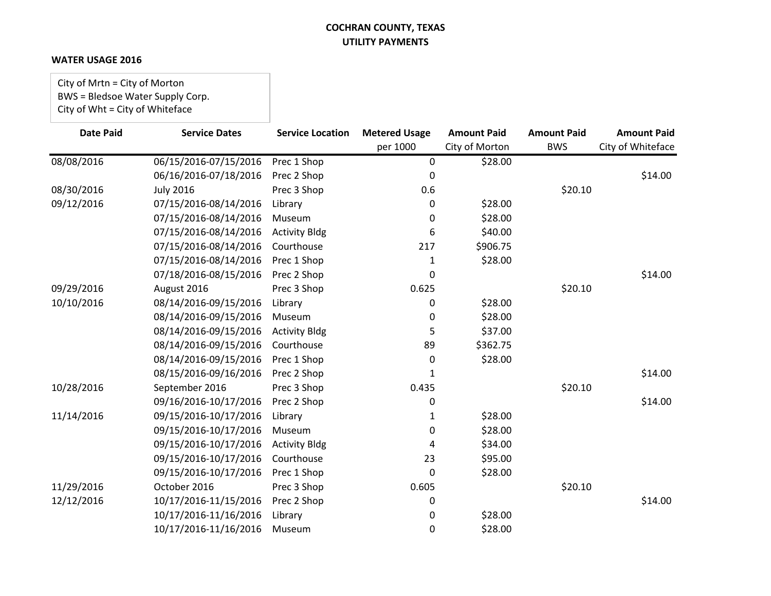**COCHRAN COUNTY, TEXAS**
**UTILITY PAYMENTS**

**WATER USAGE 2016**

City of Mrtn = City of Morton
BWS = Bledsoe Water Supply Corp.
City of Wht = City of Whiteface

| Date Paid | Service Dates | Service Location | Metered Usage per 1000 | Amount Paid City of Morton | Amount Paid BWS | Amount Paid City of Whiteface |
|---|---|---|---|---|---|---|
| 08/08/2016 | 06/15/2016-07/15/2016 | Prec 1 Shop | 0 | $28.00 | | |
| | 06/16/2016-07/18/2016 | Prec 2 Shop | 0 | | | $14.00 |
| 08/30/2016 | July 2016 | Prec 3 Shop | 0.6 | | $20.10 | |
| 09/12/2016 | 07/15/2016-08/14/2016 | Library | 0 | $28.00 | | |
| | 07/15/2016-08/14/2016 | Museum | 0 | $28.00 | | |
| | 07/15/2016-08/14/2016 | Activity Bldg | 6 | $40.00 | | |
| | 07/15/2016-08/14/2016 | Courthouse | 217 | $906.75 | | |
| | 07/15/2016-08/14/2016 | Prec 1 Shop | 1 | $28.00 | | |
| | 07/18/2016-08/15/2016 | Prec 2 Shop | 0 | | | $14.00 |
| 09/29/2016 | August 2016 | Prec 3 Shop | 0.625 | | $20.10 | |
| 10/10/2016 | 08/14/2016-09/15/2016 | Library | 0 | $28.00 | | |
| | 08/14/2016-09/15/2016 | Museum | 0 | $28.00 | | |
| | 08/14/2016-09/15/2016 | Activity Bldg | 5 | $37.00 | | |
| | 08/14/2016-09/15/2016 | Courthouse | 89 | $362.75 | | |
| | 08/14/2016-09/15/2016 | Prec 1 Shop | 0 | $28.00 | | |
| | 08/15/2016-09/16/2016 | Prec 2 Shop | 1 | | | $14.00 |
| 10/28/2016 | September 2016 | Prec 3 Shop | 0.435 | | $20.10 | |
| | 09/16/2016-10/17/2016 | Prec 2 Shop | 0 | | | $14.00 |
| 11/14/2016 | 09/15/2016-10/17/2016 | Library | 1 | $28.00 | | |
| | 09/15/2016-10/17/2016 | Museum | 0 | $28.00 | | |
| | 09/15/2016-10/17/2016 | Activity Bldg | 4 | $34.00 | | |
| | 09/15/2016-10/17/2016 | Courthouse | 23 | $95.00 | | |
| | 09/15/2016-10/17/2016 | Prec 1 Shop | 0 | $28.00 | | |
| 11/29/2016 | October 2016 | Prec 3 Shop | 0.605 | | $20.10 | |
| 12/12/2016 | 10/17/2016-11/15/2016 | Prec 2 Shop | 0 | | | $14.00 |
| | 10/17/2016-11/16/2016 | Library | 0 | $28.00 | | |
| | 10/17/2016-11/16/2016 | Museum | 0 | $28.00 | | |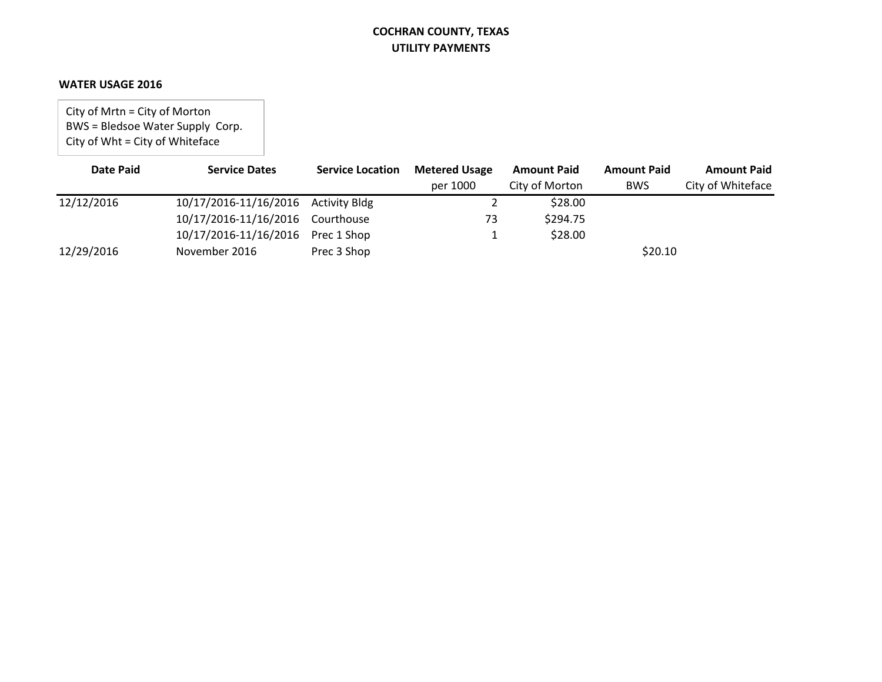**COCHRAN COUNTY, TEXAS**
**UTILITY PAYMENTS**

**WATER USAGE 2016**

City of Mrtn = City of Morton
BWS = Bledsoe Water Supply Corp.
City of Wht = City of Whiteface

| Date Paid | Service Dates | Service Location | Metered Usage per 1000 | Amount Paid City of Morton | Amount Paid BWS | Amount Paid City of Whiteface |
|---|---|---|---|---|---|---|
| 12/12/2016 | 10/17/2016-11/16/2016 | Activity Bldg | 2 | $28.00 | | |
| | 10/17/2016-11/16/2016 | Courthouse | 73 | $294.75 | | |
| | 10/17/2016-11/16/2016 | Prec 1 Shop | 1 | $28.00 | | |
| 12/29/2016 | November 2016 | Prec 3 Shop | | | $20.10 | |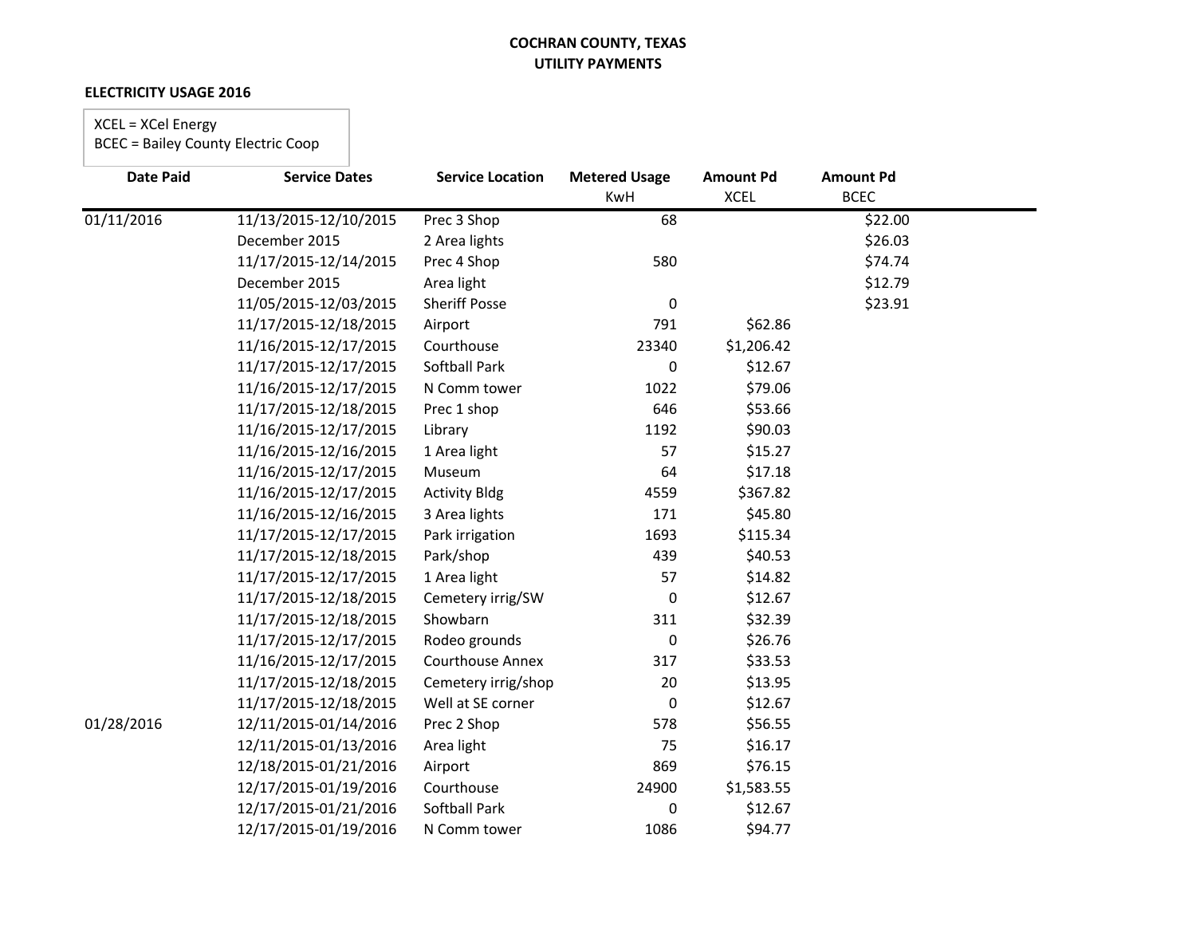**COCHRAN COUNTY, TEXAS**
**UTILITY PAYMENTS**

**ELECTRICITY USAGE 2016**

XCEL = XCel Energy
BCEC = Bailey County Electric Coop

| Date Paid | Service Dates | Service Location | Metered Usage KwH | Amount Pd XCEL | Amount Pd BCEC |
|---|---|---|---|---|---|
| 01/11/2016 | 11/13/2015-12/10/2015 | Prec 3 Shop | 68 | | $22.00 |
| | December 2015 | 2 Area lights | | | $26.03 |
| | 11/17/2015-12/14/2015 | Prec 4 Shop | 580 | | $74.74 |
| | December 2015 | Area light | | | $12.79 |
| | 11/05/2015-12/03/2015 | Sheriff Posse | 0 | | $23.91 |
| | 11/17/2015-12/18/2015 | Airport | 791 | $62.86 | |
| | 11/16/2015-12/17/2015 | Courthouse | 23340 | $1,206.42 | |
| | 11/17/2015-12/17/2015 | Softball Park | 0 | $12.67 | |
| | 11/16/2015-12/17/2015 | N Comm tower | 1022 | $79.06 | |
| | 11/17/2015-12/18/2015 | Prec 1 shop | 646 | $53.66 | |
| | 11/16/2015-12/17/2015 | Library | 1192 | $90.03 | |
| | 11/16/2015-12/16/2015 | 1 Area light | 57 | $15.27 | |
| | 11/16/2015-12/17/2015 | Museum | 64 | $17.18 | |
| | 11/16/2015-12/17/2015 | Activity Bldg | 4559 | $367.82 | |
| | 11/16/2015-12/16/2015 | 3 Area lights | 171 | $45.80 | |
| | 11/17/2015-12/17/2015 | Park irrigation | 1693 | $115.34 | |
| | 11/17/2015-12/18/2015 | Park/shop | 439 | $40.53 | |
| | 11/17/2015-12/17/2015 | 1 Area light | 57 | $14.82 | |
| | 11/17/2015-12/18/2015 | Cemetery irrig/SW | 0 | $12.67 | |
| | 11/17/2015-12/18/2015 | Showbarn | 311 | $32.39 | |
| | 11/17/2015-12/17/2015 | Rodeo grounds | 0 | $26.76 | |
| | 11/16/2015-12/17/2015 | Courthouse Annex | 317 | $33.53 | |
| | 11/17/2015-12/18/2015 | Cemetery irrig/shop | 20 | $13.95 | |
| | 11/17/2015-12/18/2015 | Well at SE corner | 0 | $12.67 | |
| 01/28/2016 | 12/11/2015-01/14/2016 | Prec 2 Shop | 578 | $56.55 | |
| | 12/11/2015-01/13/2016 | Area light | 75 | $16.17 | |
| | 12/18/2015-01/21/2016 | Airport | 869 | $76.15 | |
| | 12/17/2015-01/19/2016 | Courthouse | 24900 | $1,583.55 | |
| | 12/17/2015-01/21/2016 | Softball Park | 0 | $12.67 | |
| | 12/17/2015-01/19/2016 | N Comm tower | 1086 | $94.77 | |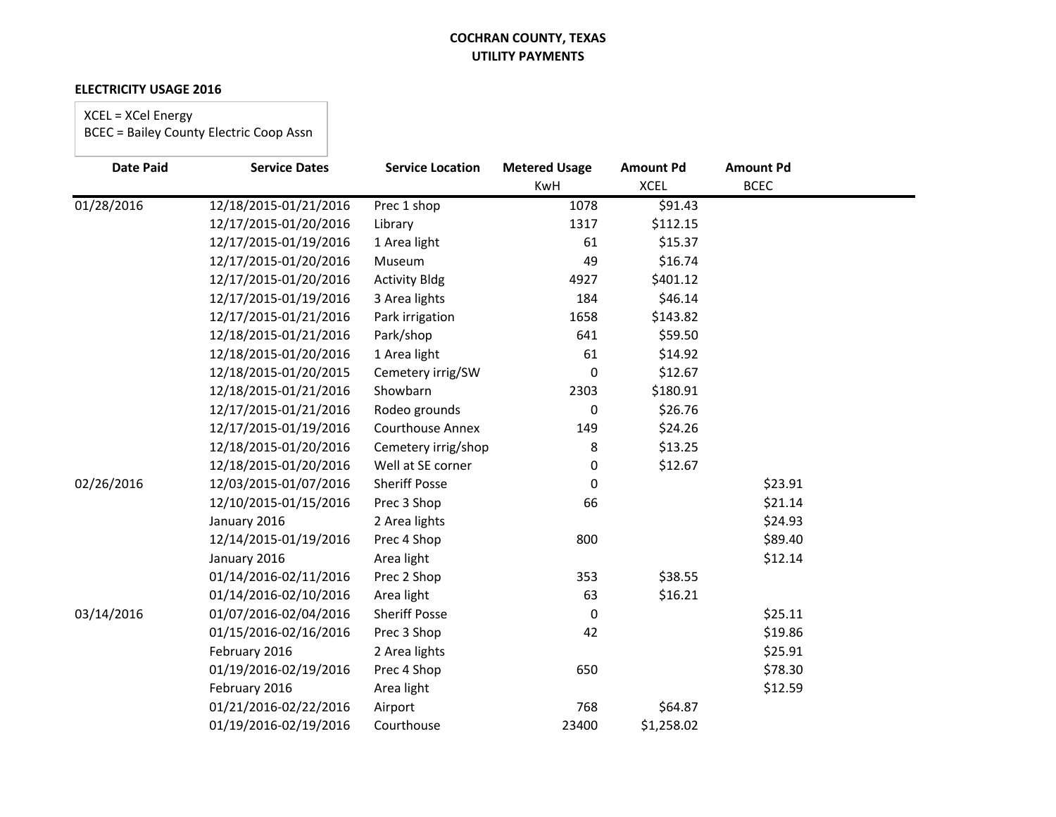**COCHRAN COUNTY, TEXAS**
**UTILITY PAYMENTS**

**ELECTRICITY USAGE 2016**

XCEL = XCel Energy
BCEC = Bailey County Electric Coop Assn

| Date Paid | Service Dates | Service Location | Metered Usage KwH | Amount Pd XCEL | Amount Pd BCEC |
|---|---|---|---|---|---|
| 01/28/2016 | 12/18/2015-01/21/2016 | Prec 1 shop | 1078 | $91.43 | |
| | 12/17/2015-01/20/2016 | Library | 1317 | $112.15 | |
| | 12/17/2015-01/19/2016 | 1 Area light | 61 | $15.37 | |
| | 12/17/2015-01/20/2016 | Museum | 49 | $16.74 | |
| | 12/17/2015-01/20/2016 | Activity Bldg | 4927 | $401.12 | |
| | 12/17/2015-01/19/2016 | 3 Area lights | 184 | $46.14 | |
| | 12/17/2015-01/21/2016 | Park irrigation | 1658 | $143.82 | |
| | 12/18/2015-01/21/2016 | Park/shop | 641 | $59.50 | |
| | 12/18/2015-01/20/2016 | 1 Area light | 61 | $14.92 | |
| | 12/18/2015-01/20/2015 | Cemetery irrig/SW | 0 | $12.67 | |
| | 12/18/2015-01/21/2016 | Showbarn | 2303 | $180.91 | |
| | 12/17/2015-01/21/2016 | Rodeo grounds | 0 | $26.76 | |
| | 12/17/2015-01/19/2016 | Courthouse Annex | 149 | $24.26 | |
| | 12/18/2015-01/20/2016 | Cemetery irrig/shop | 8 | $13.25 | |
| | 12/18/2015-01/20/2016 | Well at SE corner | 0 | $12.67 | |
| 02/26/2016 | 12/03/2015-01/07/2016 | Sheriff Posse | 0 | | $23.91 |
| | 12/10/2015-01/15/2016 | Prec 3 Shop | 66 | | $21.14 |
| | January 2016 | 2 Area lights | | | $24.93 |
| | 12/14/2015-01/19/2016 | Prec 4 Shop | 800 | | $89.40 |
| | January 2016 | Area light | | | $12.14 |
| | 01/14/2016-02/11/2016 | Prec 2 Shop | 353 | $38.55 | |
| | 01/14/2016-02/10/2016 | Area light | 63 | $16.21 | |
| 03/14/2016 | 01/07/2016-02/04/2016 | Sheriff Posse | 0 | | $25.11 |
| | 01/15/2016-02/16/2016 | Prec 3 Shop | 42 | | $19.86 |
| | February 2016 | 2 Area lights | | | $25.91 |
| | 01/19/2016-02/19/2016 | Prec 4 Shop | 650 | | $78.30 |
| | February 2016 | Area light | | | $12.59 |
| | 01/21/2016-02/22/2016 | Airport | 768 | $64.87 | |
| | 01/19/2016-02/19/2016 | Courthouse | 23400 | $1,258.02 | |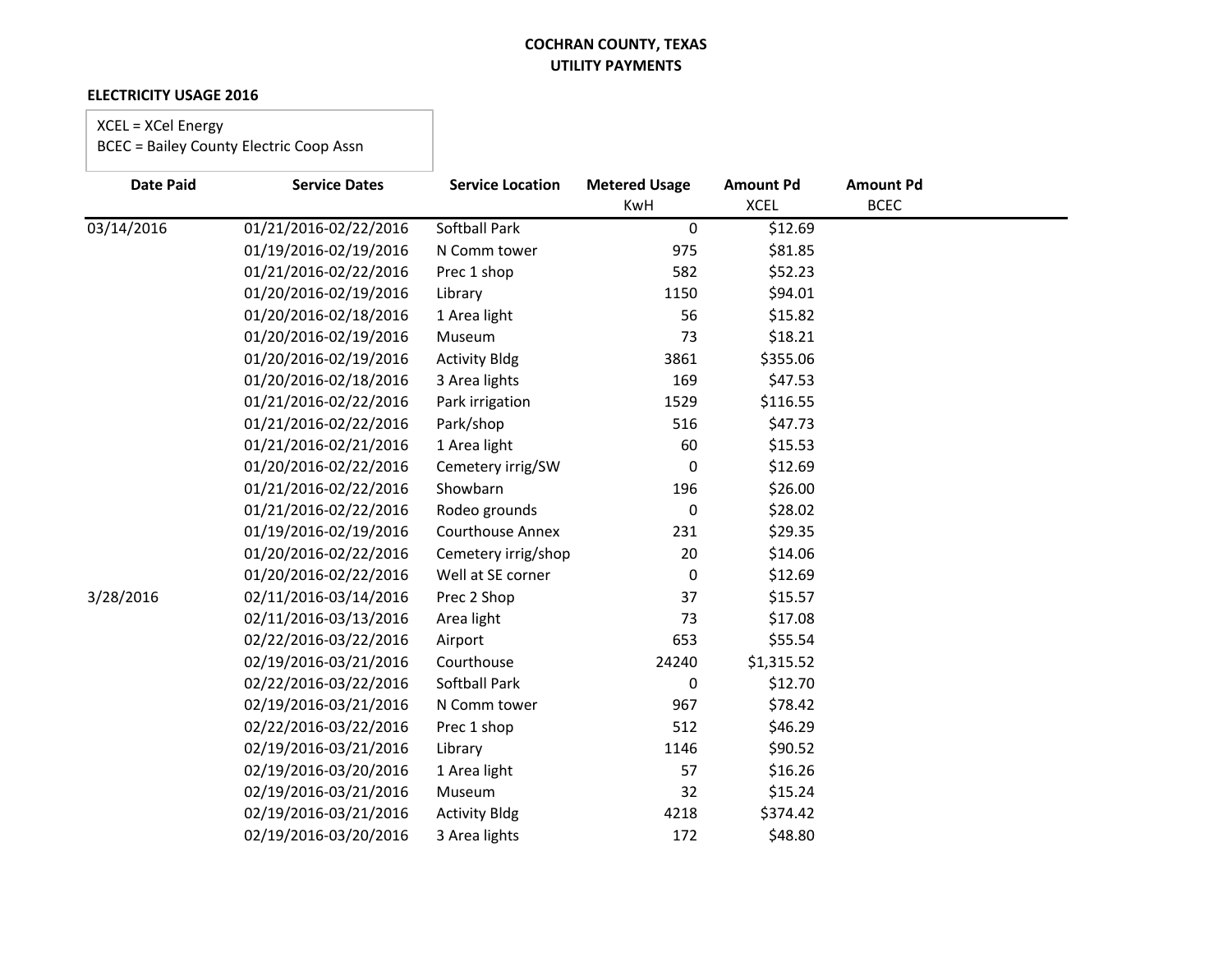**COCHRAN COUNTY, TEXAS**
**UTILITY PAYMENTS**

**ELECTRICITY USAGE 2016**

XCEL = XCel Energy
BCEC = Bailey County Electric Coop Assn

| Date Paid | Service Dates | Service Location | Metered Usage KwH | Amount Pd XCEL | Amount Pd BCEC |
|---|---|---|---|---|---|
| 03/14/2016 | 01/21/2016-02/22/2016 | Softball Park | 0 | $12.69 | |
| | 01/19/2016-02/19/2016 | N Comm tower | 975 | $81.85 | |
| | 01/21/2016-02/22/2016 | Prec 1 shop | 582 | $52.23 | |
| | 01/20/2016-02/19/2016 | Library | 1150 | $94.01 | |
| | 01/20/2016-02/18/2016 | 1 Area light | 56 | $15.82 | |
| | 01/20/2016-02/19/2016 | Museum | 73 | $18.21 | |
| | 01/20/2016-02/19/2016 | Activity Bldg | 3861 | $355.06 | |
| | 01/20/2016-02/18/2016 | 3 Area lights | 169 | $47.53 | |
| | 01/21/2016-02/22/2016 | Park irrigation | 1529 | $116.55 | |
| | 01/21/2016-02/22/2016 | Park/shop | 516 | $47.73 | |
| | 01/21/2016-02/21/2016 | 1 Area light | 60 | $15.53 | |
| | 01/20/2016-02/22/2016 | Cemetery irrig/SW | 0 | $12.69 | |
| | 01/21/2016-02/22/2016 | Showbarn | 196 | $26.00 | |
| | 01/21/2016-02/22/2016 | Rodeo grounds | 0 | $28.02 | |
| | 01/19/2016-02/19/2016 | Courthouse Annex | 231 | $29.35 | |
| | 01/20/2016-02/22/2016 | Cemetery irrig/shop | 20 | $14.06 | |
| | 01/20/2016-02/22/2016 | Well at SE corner | 0 | $12.69 | |
| 3/28/2016 | 02/11/2016-03/14/2016 | Prec 2 Shop | 37 | $15.57 | |
| | 02/11/2016-03/13/2016 | Area light | 73 | $17.08 | |
| | 02/22/2016-03/22/2016 | Airport | 653 | $55.54 | |
| | 02/19/2016-03/21/2016 | Courthouse | 24240 | $1,315.52 | |
| | 02/22/2016-03/22/2016 | Softball Park | 0 | $12.70 | |
| | 02/19/2016-03/21/2016 | N Comm tower | 967 | $78.42 | |
| | 02/22/2016-03/22/2016 | Prec 1 shop | 512 | $46.29 | |
| | 02/19/2016-03/21/2016 | Library | 1146 | $90.52 | |
| | 02/19/2016-03/20/2016 | 1 Area light | 57 | $16.26 | |
| | 02/19/2016-03/21/2016 | Museum | 32 | $15.24 | |
| | 02/19/2016-03/21/2016 | Activity Bldg | 4218 | $374.42 | |
| | 02/19/2016-03/20/2016 | 3 Area lights | 172 | $48.80 | |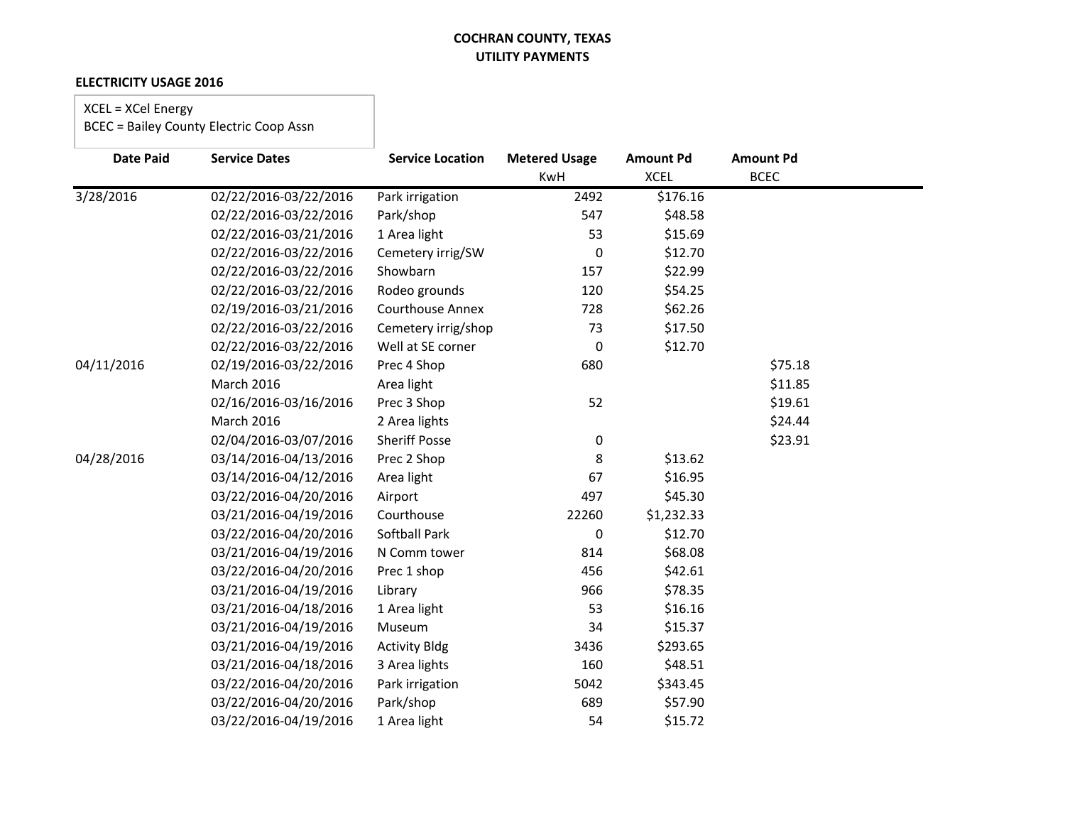**COCHRAN COUNTY, TEXAS**
**UTILITY PAYMENTS**

**ELECTRICITY USAGE 2016**

XCEL = XCel Energy
BCEC = Bailey County Electric Coop Assn

| Date Paid | Service Dates | Service Location | Metered Usage KwH | Amount Pd XCEL | Amount Pd BCEC |
|---|---|---|---|---|---|
| 3/28/2016 | 02/22/2016-03/22/2016 | Park irrigation | 2492 | $176.16 | |
| | 02/22/2016-03/22/2016 | Park/shop | 547 | $48.58 | |
| | 02/22/2016-03/21/2016 | 1 Area light | 53 | $15.69 | |
| | 02/22/2016-03/22/2016 | Cemetery irrig/SW | 0 | $12.70 | |
| | 02/22/2016-03/22/2016 | Showbarn | 157 | $22.99 | |
| | 02/22/2016-03/22/2016 | Rodeo grounds | 120 | $54.25 | |
| | 02/19/2016-03/21/2016 | Courthouse Annex | 728 | $62.26 | |
| | 02/22/2016-03/22/2016 | Cemetery irrig/shop | 73 | $17.50 | |
| | 02/22/2016-03/22/2016 | Well at SE corner | 0 | $12.70 | |
| 04/11/2016 | 02/19/2016-03/22/2016 | Prec 4 Shop | 680 | | $75.18 |
| | March 2016 | Area light | | | $11.85 |
| | 02/16/2016-03/16/2016 | Prec 3 Shop | 52 | | $19.61 |
| | March 2016 | 2 Area lights | | | $24.44 |
| | 02/04/2016-03/07/2016 | Sheriff Posse | 0 | | $23.91 |
| 04/28/2016 | 03/14/2016-04/13/2016 | Prec 2 Shop | 8 | $13.62 | |
| | 03/14/2016-04/12/2016 | Area light | 67 | $16.95 | |
| | 03/22/2016-04/20/2016 | Airport | 497 | $45.30 | |
| | 03/21/2016-04/19/2016 | Courthouse | 22260 | $1,232.33 | |
| | 03/22/2016-04/20/2016 | Softball Park | 0 | $12.70 | |
| | 03/21/2016-04/19/2016 | N Comm tower | 814 | $68.08 | |
| | 03/22/2016-04/20/2016 | Prec 1 shop | 456 | $42.61 | |
| | 03/21/2016-04/19/2016 | Library | 966 | $78.35 | |
| | 03/21/2016-04/18/2016 | 1 Area light | 53 | $16.16 | |
| | 03/21/2016-04/19/2016 | Museum | 34 | $15.37 | |
| | 03/21/2016-04/19/2016 | Activity Bldg | 3436 | $293.65 | |
| | 03/21/2016-04/18/2016 | 3 Area lights | 160 | $48.51 | |
| | 03/22/2016-04/20/2016 | Park irrigation | 5042 | $343.45 | |
| | 03/22/2016-04/20/2016 | Park/shop | 689 | $57.90 | |
| | 03/22/2016-04/19/2016 | 1 Area light | 54 | $15.72 | |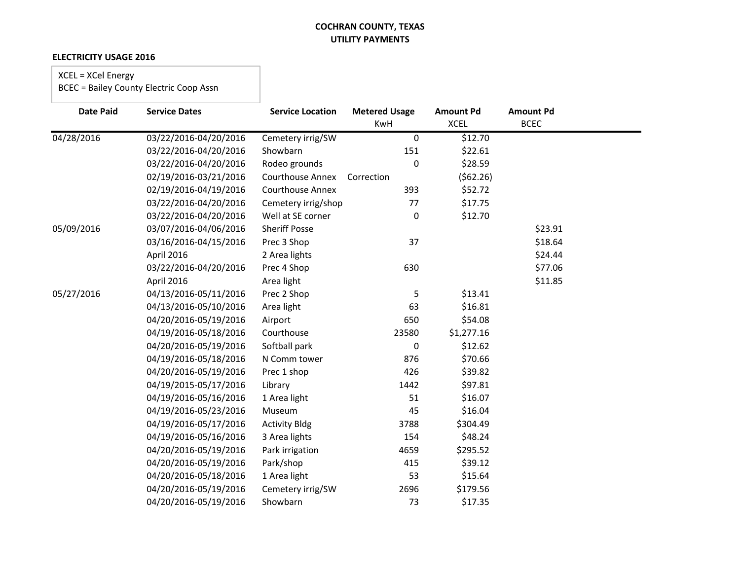**COCHRAN COUNTY, TEXAS**
**UTILITY PAYMENTS**

**ELECTRICITY USAGE 2016**

XCEL = XCel Energy
BCEC = Bailey County Electric Coop Assn

| Date Paid | Service Dates | Service Location | Metered Usage KwH | Amount Pd XCEL | Amount Pd BCEC |
|---|---|---|---|---|---|
| 04/28/2016 | 03/22/2016-04/20/2016 | Cemetery irrig/SW | 0 | $12.70 | |
| | 03/22/2016-04/20/2016 | Showbarn | 151 | $22.61 | |
| | 03/22/2016-04/20/2016 | Rodeo grounds | 0 | $28.59 | |
| | 02/19/2016-03/21/2016 | Courthouse Annex | Correction | ($62.26) | |
| | 02/19/2016-04/19/2016 | Courthouse Annex | 393 | $52.72 | |
| | 03/22/2016-04/20/2016 | Cemetery irrig/shop | 77 | $17.75 | |
| | 03/22/2016-04/20/2016 | Well at SE corner | 0 | $12.70 | |
| 05/09/2016 | 03/07/2016-04/06/2016 | Sheriff Posse | | | $23.91 |
| | 03/16/2016-04/15/2016 | Prec 3 Shop | 37 | | $18.64 |
| | April 2016 | 2 Area lights | | | $24.44 |
| | 03/22/2016-04/20/2016 | Prec 4 Shop | 630 | | $77.06 |
| | April 2016 | Area light | | | $11.85 |
| 05/27/2016 | 04/13/2016-05/11/2016 | Prec 2 Shop | 5 | $13.41 | |
| | 04/13/2016-05/10/2016 | Area light | 63 | $16.81 | |
| | 04/20/2016-05/19/2016 | Airport | 650 | $54.08 | |
| | 04/19/2016-05/18/2016 | Courthouse | 23580 | $1,277.16 | |
| | 04/20/2016-05/19/2016 | Softball park | 0 | $12.62 | |
| | 04/19/2016-05/18/2016 | N Comm tower | 876 | $70.66 | |
| | 04/20/2016-05/19/2016 | Prec 1 shop | 426 | $39.82 | |
| | 04/19/2015-05/17/2016 | Library | 1442 | $97.81 | |
| | 04/19/2016-05/16/2016 | 1 Area light | 51 | $16.07 | |
| | 04/19/2016-05/23/2016 | Museum | 45 | $16.04 | |
| | 04/19/2016-05/17/2016 | Activity Bldg | 3788 | $304.49 | |
| | 04/19/2016-05/16/2016 | 3 Area lights | 154 | $48.24 | |
| | 04/20/2016-05/19/2016 | Park irrigation | 4659 | $295.52 | |
| | 04/20/2016-05/19/2016 | Park/shop | 415 | $39.12 | |
| | 04/20/2016-05/18/2016 | 1 Area light | 53 | $15.64 | |
| | 04/20/2016-05/19/2016 | Cemetery irrig/SW | 2696 | $179.56 | |
| | 04/20/2016-05/19/2016 | Showbarn | 73 | $17.35 | |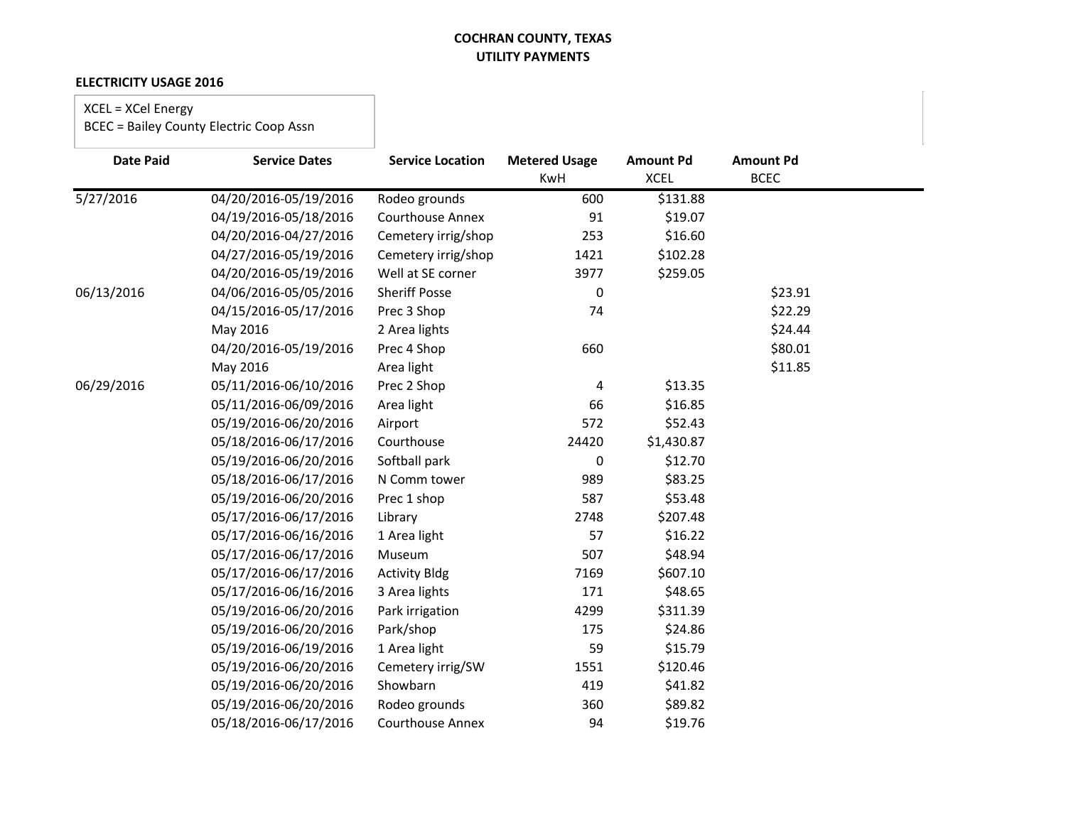**COCHRAN COUNTY, TEXAS**
**UTILITY PAYMENTS**

**ELECTRICITY USAGE 2016**

XCEL = XCel Energy
BCEC = Bailey County Electric Coop Assn

| Date Paid | Service Dates | Service Location | Metered Usage KwH | Amount Pd XCEL | Amount Pd BCEC |
|---|---|---|---|---|---|
| 5/27/2016 | 04/20/2016-05/19/2016 | Rodeo grounds | 600 | $131.88 | |
| | 04/19/2016-05/18/2016 | Courthouse Annex | 91 | $19.07 | |
| | 04/20/2016-04/27/2016 | Cemetery irrig/shop | 253 | $16.60 | |
| | 04/27/2016-05/19/2016 | Cemetery irrig/shop | 1421 | $102.28 | |
| | 04/20/2016-05/19/2016 | Well at SE corner | 3977 | $259.05 | |
| 06/13/2016 | 04/06/2016-05/05/2016 | Sheriff Posse | 0 | | $23.91 |
| | 04/15/2016-05/17/2016 | Prec 3 Shop | 74 | | $22.29 |
| | May 2016 | 2 Area lights | | | $24.44 |
| | 04/20/2016-05/19/2016 | Prec 4 Shop | 660 | | $80.01 |
| | May 2016 | Area light | | | $11.85 |
| 06/29/2016 | 05/11/2016-06/10/2016 | Prec 2 Shop | 4 | $13.35 | |
| | 05/11/2016-06/09/2016 | Area light | 66 | $16.85 | |
| | 05/19/2016-06/20/2016 | Airport | 572 | $52.43 | |
| | 05/18/2016-06/17/2016 | Courthouse | 24420 | $1,430.87 | |
| | 05/19/2016-06/20/2016 | Softball park | 0 | $12.70 | |
| | 05/18/2016-06/17/2016 | N Comm tower | 989 | $83.25 | |
| | 05/19/2016-06/20/2016 | Prec 1 shop | 587 | $53.48 | |
| | 05/17/2016-06/17/2016 | Library | 2748 | $207.48 | |
| | 05/17/2016-06/16/2016 | 1 Area light | 57 | $16.22 | |
| | 05/17/2016-06/17/2016 | Museum | 507 | $48.94 | |
| | 05/17/2016-06/17/2016 | Activity Bldg | 7169 | $607.10 | |
| | 05/17/2016-06/16/2016 | 3 Area lights | 171 | $48.65 | |
| | 05/19/2016-06/20/2016 | Park irrigation | 4299 | $311.39 | |
| | 05/19/2016-06/20/2016 | Park/shop | 175 | $24.86 | |
| | 05/19/2016-06/19/2016 | 1 Area light | 59 | $15.79 | |
| | 05/19/2016-06/20/2016 | Cemetery irrig/SW | 1551 | $120.46 | |
| | 05/19/2016-06/20/2016 | Showbarn | 419 | $41.82 | |
| | 05/19/2016-06/20/2016 | Rodeo grounds | 360 | $89.82 | |
| | 05/18/2016-06/17/2016 | Courthouse Annex | 94 | $19.76 | |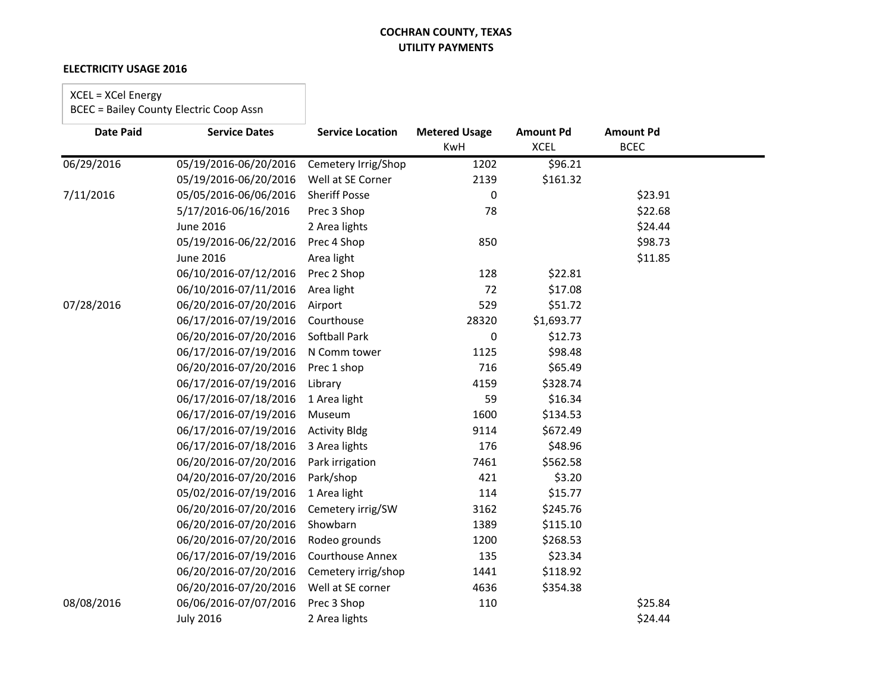**COCHRAN COUNTY, TEXAS**
**UTILITY PAYMENTS**

**ELECTRICITY USAGE 2016**

XCEL = XCel Energy
BCEC = Bailey County Electric Coop Assn

| Date Paid | Service Dates | Service Location | Metered Usage KwH | Amount Pd XCEL | Amount Pd BCEC |
|---|---|---|---|---|---|
| 06/29/2016 | 05/19/2016-06/20/2016 | Cemetery Irrig/Shop | 1202 | $96.21 | |
| | 05/19/2016-06/20/2016 | Well at SE Corner | 2139 | $161.32 | |
| 7/11/2016 | 05/05/2016-06/06/2016 | Sheriff Posse | 0 | | $23.91 |
| | 5/17/2016-06/16/2016 | Prec 3 Shop | 78 | | $22.68 |
| | June 2016 | 2 Area lights | | | $24.44 |
| | 05/19/2016-06/22/2016 | Prec 4 Shop | 850 | | $98.73 |
| | June 2016 | Area light | | | $11.85 |
| | 06/10/2016-07/12/2016 | Prec 2 Shop | 128 | $22.81 | |
| | 06/10/2016-07/11/2016 | Area light | 72 | $17.08 | |
| 07/28/2016 | 06/20/2016-07/20/2016 | Airport | 529 | $51.72 | |
| | 06/17/2016-07/19/2016 | Courthouse | 28320 | $1,693.77 | |
| | 06/20/2016-07/20/2016 | Softball Park | 0 | $12.73 | |
| | 06/17/2016-07/19/2016 | N Comm tower | 1125 | $98.48 | |
| | 06/20/2016-07/20/2016 | Prec 1 shop | 716 | $65.49 | |
| | 06/17/2016-07/19/2016 | Library | 4159 | $328.74 | |
| | 06/17/2016-07/18/2016 | 1 Area light | 59 | $16.34 | |
| | 06/17/2016-07/19/2016 | Museum | 1600 | $134.53 | |
| | 06/17/2016-07/19/2016 | Activity Bldg | 9114 | $672.49 | |
| | 06/17/2016-07/18/2016 | 3 Area lights | 176 | $48.96 | |
| | 06/20/2016-07/20/2016 | Park irrigation | 7461 | $562.58 | |
| | 04/20/2016-07/20/2016 | Park/shop | 421 | $3.20 | |
| | 05/02/2016-07/19/2016 | 1 Area light | 114 | $15.77 | |
| | 06/20/2016-07/20/2016 | Cemetery irrig/SW | 3162 | $245.76 | |
| | 06/20/2016-07/20/2016 | Showbarn | 1389 | $115.10 | |
| | 06/20/2016-07/20/2016 | Rodeo grounds | 1200 | $268.53 | |
| | 06/17/2016-07/19/2016 | Courthouse Annex | 135 | $23.34 | |
| | 06/20/2016-07/20/2016 | Cemetery irrig/shop | 1441 | $118.92 | |
| | 06/20/2016-07/20/2016 | Well at SE corner | 4636 | $354.38 | |
| 08/08/2016 | 06/06/2016-07/07/2016 | Prec 3 Shop | 110 | | $25.84 |
| | July 2016 | 2 Area lights | | | $24.44 |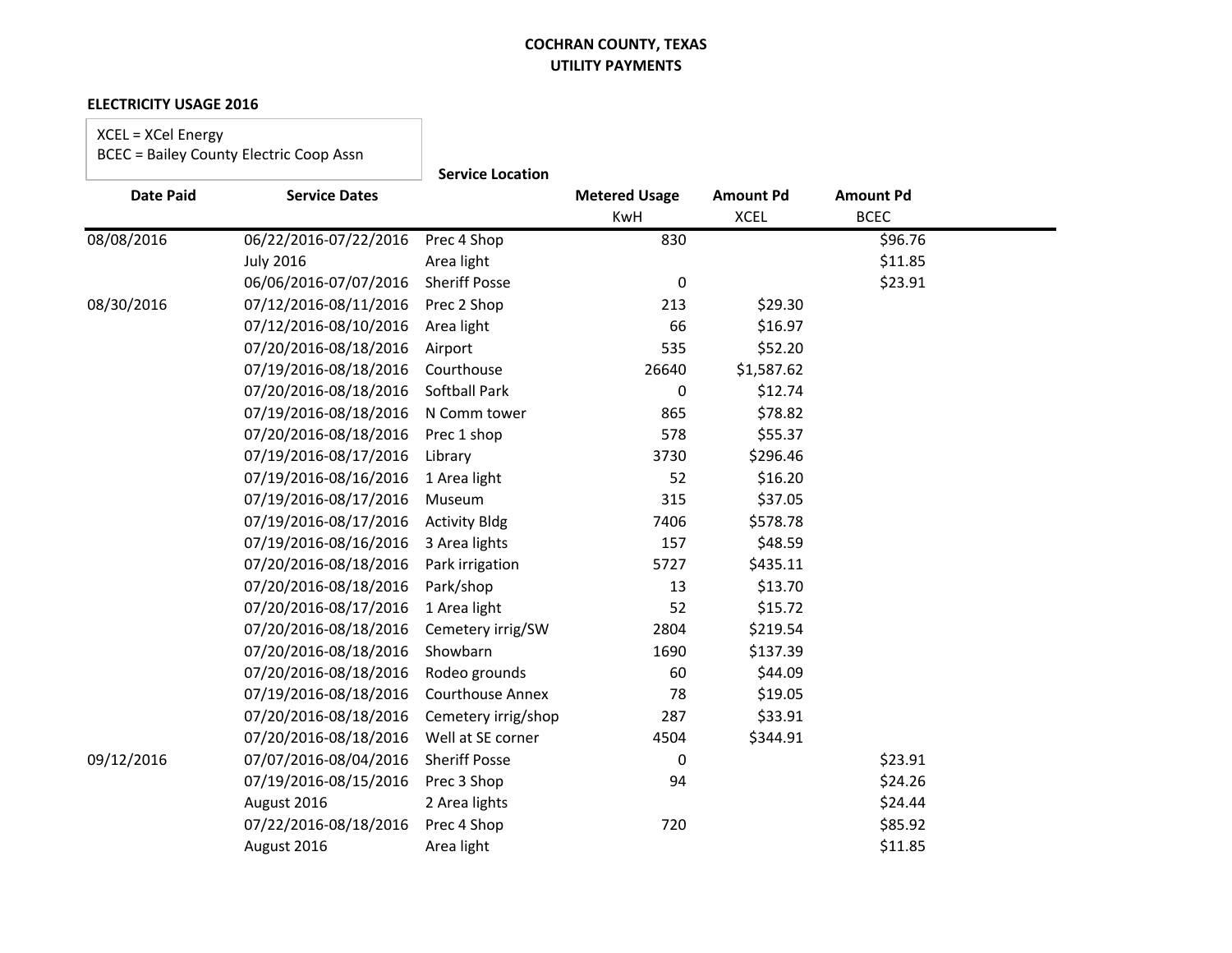# COCHRAN COUNTY, TEXAS
## UTILITY PAYMENTS

### ELECTRICITY USAGE 2016

XCEL = XCel Energy
BCEC = Bailey County Electric Coop Assn

| Date Paid | Service Dates | Service Location | Metered Usage KwH | Amount Pd XCEL | Amount Pd BCEC |
|---|---|---|---|---|---|
| 08/08/2016 | 06/22/2016-07/22/2016 | Prec 4 Shop | 830 | | $96.76 |
| | July 2016 | Area light | | | $11.85 |
| | 06/06/2016-07/07/2016 | Sheriff Posse | 0 | | $23.91 |
| 08/30/2016 | 07/12/2016-08/11/2016 | Prec 2 Shop | 213 | $29.30 | |
| | 07/12/2016-08/10/2016 | Area light | 66 | $16.97 | |
| | 07/20/2016-08/18/2016 | Airport | 535 | $52.20 | |
| | 07/19/2016-08/18/2016 | Courthouse | 26640 | $1,587.62 | |
| | 07/20/2016-08/18/2016 | Softball Park | 0 | $12.74 | |
| | 07/19/2016-08/18/2016 | N Comm tower | 865 | $78.82 | |
| | 07/20/2016-08/18/2016 | Prec 1 shop | 578 | $55.37 | |
| | 07/19/2016-08/17/2016 | Library | 3730 | $296.46 | |
| | 07/19/2016-08/16/2016 | 1 Area light | 52 | $16.20 | |
| | 07/19/2016-08/17/2016 | Museum | 315 | $37.05 | |
| | 07/19/2016-08/17/2016 | Activity Bldg | 7406 | $578.78 | |
| | 07/19/2016-08/16/2016 | 3 Area lights | 157 | $48.59 | |
| | 07/20/2016-08/18/2016 | Park irrigation | 5727 | $435.11 | |
| | 07/20/2016-08/18/2016 | Park/shop | 13 | $13.70 | |
| | 07/20/2016-08/17/2016 | 1 Area light | 52 | $15.72 | |
| | 07/20/2016-08/18/2016 | Cemetery irrig/SW | 2804 | $219.54 | |
| | 07/20/2016-08/18/2016 | Showbarn | 1690 | $137.39 | |
| | 07/20/2016-08/18/2016 | Rodeo grounds | 60 | $44.09 | |
| | 07/19/2016-08/18/2016 | Courthouse Annex | 78 | $19.05 | |
| | 07/20/2016-08/18/2016 | Cemetery irrig/shop | 287 | $33.91 | |
| | 07/20/2016-08/18/2016 | Well at SE corner | 4504 | $344.91 | |
| 09/12/2016 | 07/07/2016-08/04/2016 | Sheriff Posse | 0 | | $23.91 |
| | 07/19/2016-08/15/2016 | Prec 3 Shop | 94 | | $24.26 |
| | August 2016 | 2 Area lights | | | $24.44 |
| | 07/22/2016-08/18/2016 | Prec 4 Shop | 720 | | $85.92 |
| | August 2016 | Area light | | | $11.85 |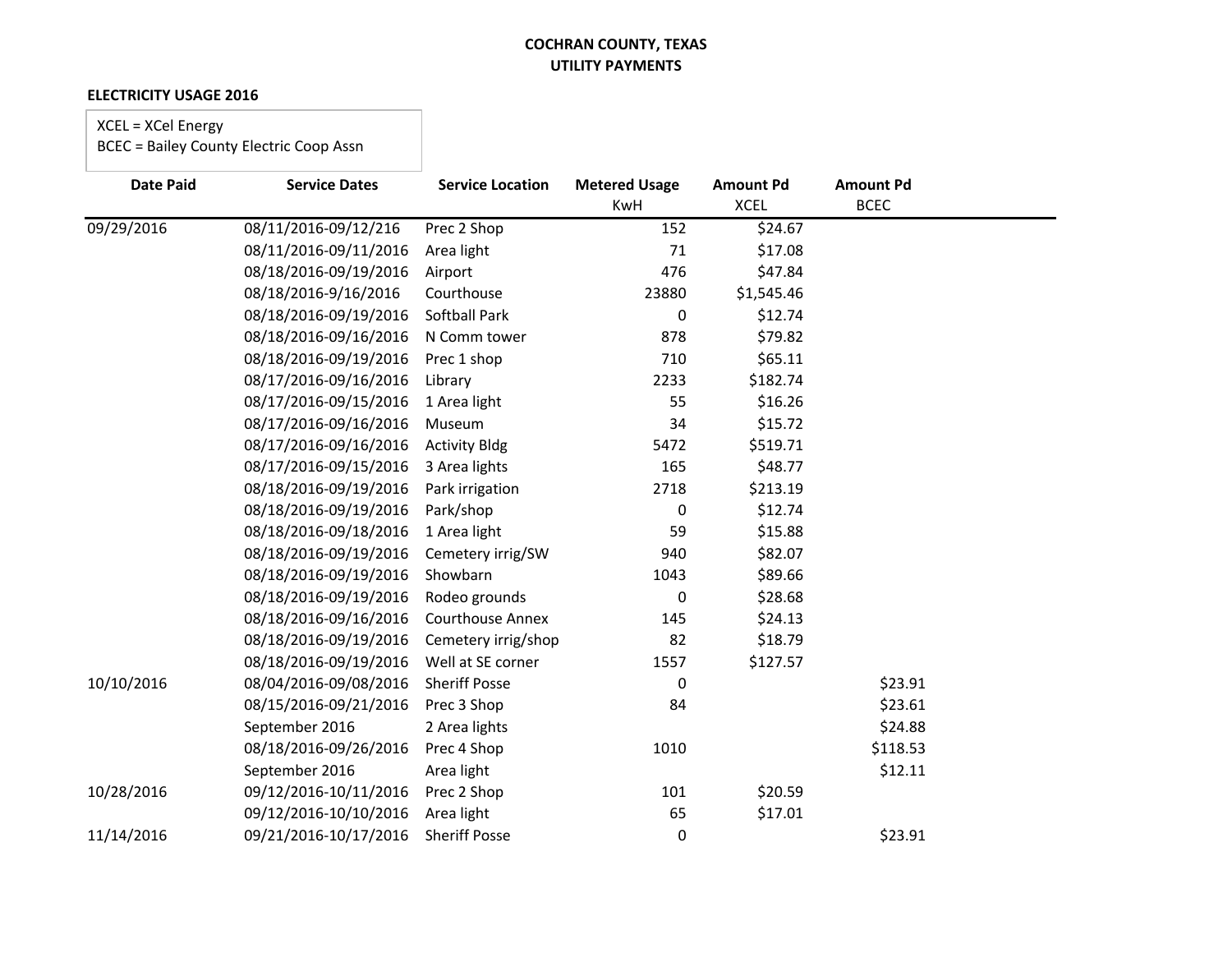**COCHRAN COUNTY, TEXAS**
**UTILITY PAYMENTS**

**ELECTRICITY USAGE 2016**

XCEL = XCel Energy
BCEC = Bailey County Electric Coop Assn

| Date Paid | Service Dates | Service Location | Metered Usage KwH | Amount Pd XCEL | Amount Pd BCEC |
|---|---|---|---|---|---|
| 09/29/2016 | 08/11/2016-09/12/216 | Prec 2 Shop | 152 | $24.67 | |
| | 08/11/2016-09/11/2016 | Area light | 71 | $17.08 | |
| | 08/18/2016-09/19/2016 | Airport | 476 | $47.84 | |
| | 08/18/2016-9/16/2016 | Courthouse | 23880 | $1,545.46 | |
| | 08/18/2016-09/19/2016 | Softball Park | 0 | $12.74 | |
| | 08/18/2016-09/16/2016 | N Comm tower | 878 | $79.82 | |
| | 08/18/2016-09/19/2016 | Prec 1 shop | 710 | $65.11 | |
| | 08/17/2016-09/16/2016 | Library | 2233 | $182.74 | |
| | 08/17/2016-09/15/2016 | 1 Area light | 55 | $16.26 | |
| | 08/17/2016-09/16/2016 | Museum | 34 | $15.72 | |
| | 08/17/2016-09/16/2016 | Activity Bldg | 5472 | $519.71 | |
| | 08/17/2016-09/15/2016 | 3 Area lights | 165 | $48.77 | |
| | 08/18/2016-09/19/2016 | Park irrigation | 2718 | $213.19 | |
| | 08/18/2016-09/19/2016 | Park/shop | 0 | $12.74 | |
| | 08/18/2016-09/18/2016 | 1 Area light | 59 | $15.88 | |
| | 08/18/2016-09/19/2016 | Cemetery irrig/SW | 940 | $82.07 | |
| | 08/18/2016-09/19/2016 | Showbarn | 1043 | $89.66 | |
| | 08/18/2016-09/19/2016 | Rodeo grounds | 0 | $28.68 | |
| | 08/18/2016-09/16/2016 | Courthouse Annex | 145 | $24.13 | |
| | 08/18/2016-09/19/2016 | Cemetery irrig/shop | 82 | $18.79 | |
| | 08/18/2016-09/19/2016 | Well at SE corner | 1557 | $127.57 | |
| 10/10/2016 | 08/04/2016-09/08/2016 | Sheriff Posse | 0 | | $23.91 |
| | 08/15/2016-09/21/2016 | Prec 3 Shop | 84 | | $23.61 |
| | September 2016 | 2 Area lights | | | $24.88 |
| | 08/18/2016-09/26/2016 | Prec 4 Shop | 1010 | | $118.53 |
| | September 2016 | Area light | | | $12.11 |
| 10/28/2016 | 09/12/2016-10/11/2016 | Prec 2 Shop | 101 | $20.59 | |
| | 09/12/2016-10/10/2016 | Area light | 65 | $17.01 | |
| 11/14/2016 | 09/21/2016-10/17/2016 | Sheriff Posse | 0 | | $23.91 |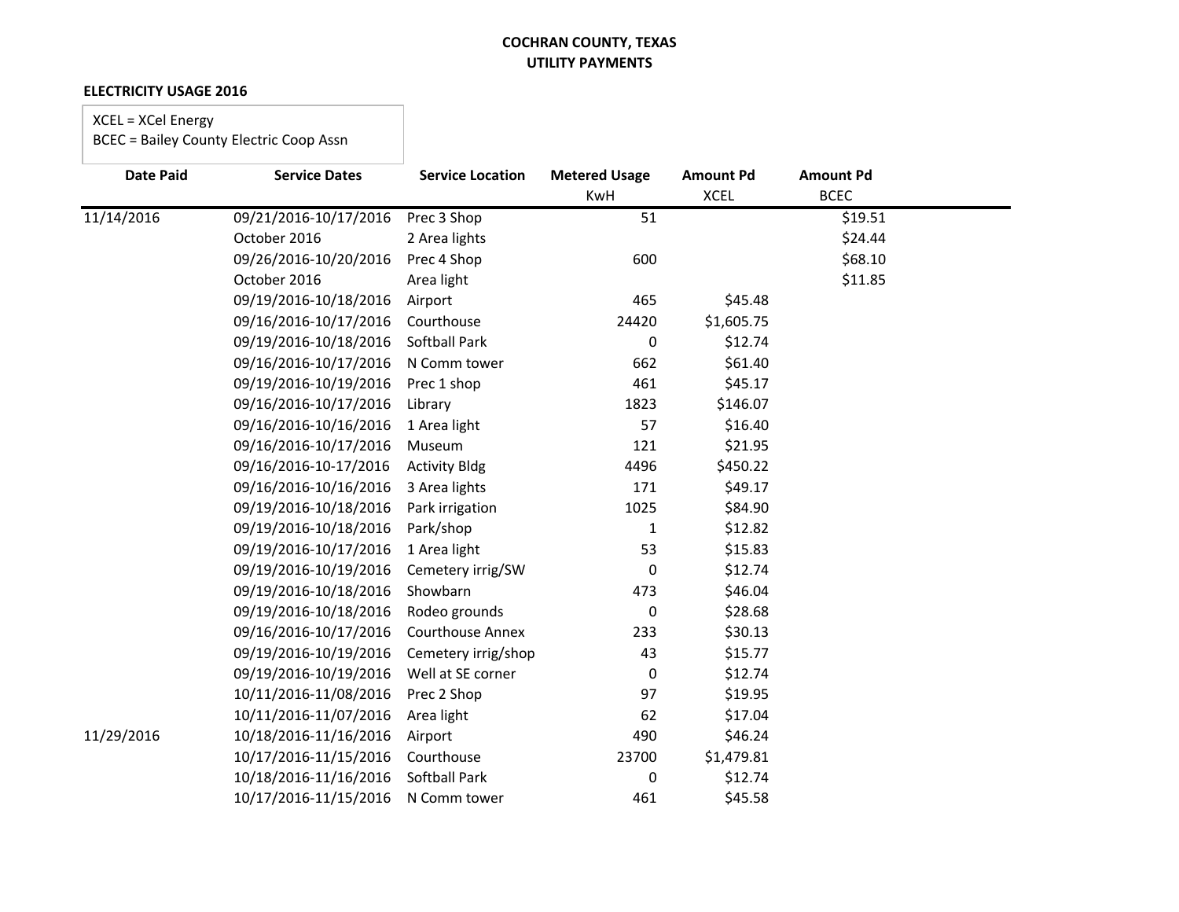**COCHRAN COUNTY, TEXAS**
**UTILITY PAYMENTS**

**ELECTRICITY USAGE 2016**

XCEL = XCel Energy
BCEC = Bailey County Electric Coop Assn

| Date Paid | Service Dates | Service Location | Metered Usage KwH | Amount Pd XCEL | Amount Pd BCEC |
|---|---|---|---|---|---|
| 11/14/2016 | 09/21/2016-10/17/2016 | Prec 3 Shop | 51 | | $19.51 |
| | October 2016 | 2 Area lights | | | $24.44 |
| | 09/26/2016-10/20/2016 | Prec 4 Shop | 600 | | $68.10 |
| | October 2016 | Area light | | | $11.85 |
| | 09/19/2016-10/18/2016 | Airport | 465 | $45.48 | |
| | 09/16/2016-10/17/2016 | Courthouse | 24420 | $1,605.75 | |
| | 09/19/2016-10/18/2016 | Softball Park | 0 | $12.74 | |
| | 09/16/2016-10/17/2016 | N Comm tower | 662 | $61.40 | |
| | 09/19/2016-10/19/2016 | Prec 1 shop | 461 | $45.17 | |
| | 09/16/2016-10/17/2016 | Library | 1823 | $146.07 | |
| | 09/16/2016-10/16/2016 | 1 Area light | 57 | $16.40 | |
| | 09/16/2016-10/17/2016 | Museum | 121 | $21.95 | |
| | 09/16/2016-10-17/2016 | Activity Bldg | 4496 | $450.22 | |
| | 09/16/2016-10/16/2016 | 3 Area lights | 171 | $49.17 | |
| | 09/19/2016-10/18/2016 | Park irrigation | 1025 | $84.90 | |
| | 09/19/2016-10/18/2016 | Park/shop | 1 | $12.82 | |
| | 09/19/2016-10/17/2016 | 1 Area light | 53 | $15.83 | |
| | 09/19/2016-10/19/2016 | Cemetery irrig/SW | 0 | $12.74 | |
| | 09/19/2016-10/18/2016 | Showbarn | 473 | $46.04 | |
| | 09/19/2016-10/18/2016 | Rodeo grounds | 0 | $28.68 | |
| | 09/16/2016-10/17/2016 | Courthouse Annex | 233 | $30.13 | |
| | 09/19/2016-10/19/2016 | Cemetery irrig/shop | 43 | $15.77 | |
| | 09/19/2016-10/19/2016 | Well at SE corner | 0 | $12.74 | |
| | 10/11/2016-11/08/2016 | Prec 2 Shop | 97 | $19.95 | |
| | 10/11/2016-11/07/2016 | Area light | 62 | $17.04 | |
| 11/29/2016 | 10/18/2016-11/16/2016 | Airport | 490 | $46.24 | |
| | 10/17/2016-11/15/2016 | Courthouse | 23700 | $1,479.81 | |
| | 10/18/2016-11/16/2016 | Softball Park | 0 | $12.74 | |
| | 10/17/2016-11/15/2016 | N Comm tower | 461 | $45.58 | |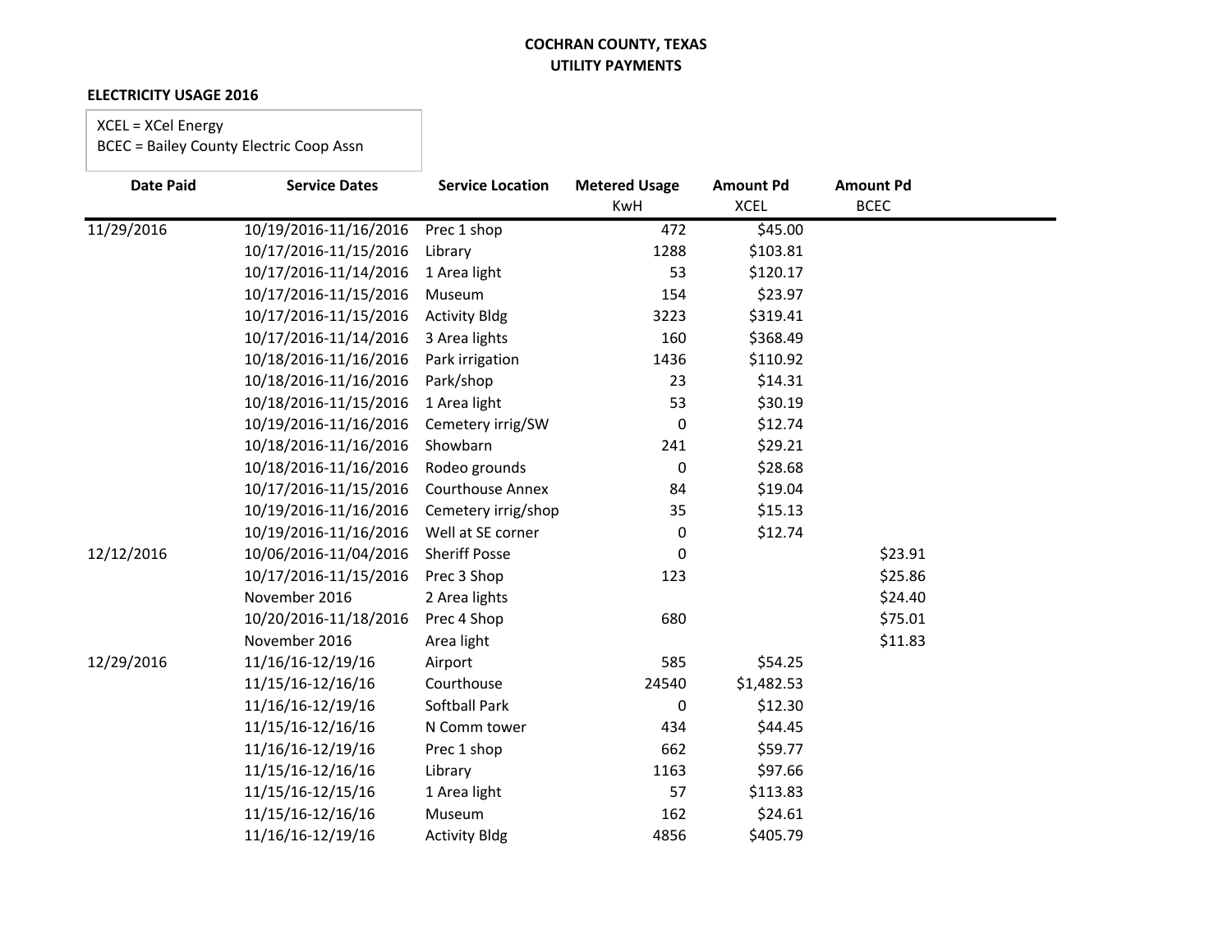**COCHRAN COUNTY, TEXAS**
**UTILITY PAYMENTS**

**ELECTRICITY USAGE 2016**

XCEL = XCel Energy
BCEC = Bailey County Electric Coop Assn

| Date Paid | Service Dates | Service Location | Metered Usage KwH | Amount Pd XCEL | Amount Pd BCEC |
|---|---|---|---|---|---|
| 11/29/2016 | 10/19/2016-11/16/2016 | Prec 1 shop | 472 | $45.00 | |
| | 10/17/2016-11/15/2016 | Library | 1288 | $103.81 | |
| | 10/17/2016-11/14/2016 | 1 Area light | 53 | $120.17 | |
| | 10/17/2016-11/15/2016 | Museum | 154 | $23.97 | |
| | 10/17/2016-11/15/2016 | Activity Bldg | 3223 | $319.41 | |
| | 10/17/2016-11/14/2016 | 3 Area lights | 160 | $368.49 | |
| | 10/18/2016-11/16/2016 | Park irrigation | 1436 | $110.92 | |
| | 10/18/2016-11/16/2016 | Park/shop | 23 | $14.31 | |
| | 10/18/2016-11/15/2016 | 1 Area light | 53 | $30.19 | |
| | 10/19/2016-11/16/2016 | Cemetery irrig/SW | 0 | $12.74 | |
| | 10/18/2016-11/16/2016 | Showbarn | 241 | $29.21 | |
| | 10/18/2016-11/16/2016 | Rodeo grounds | 0 | $28.68 | |
| | 10/17/2016-11/15/2016 | Courthouse Annex | 84 | $19.04 | |
| | 10/19/2016-11/16/2016 | Cemetery irrig/shop | 35 | $15.13 | |
| | 10/19/2016-11/16/2016 | Well at SE corner | 0 | $12.74 | |
| 12/12/2016 | 10/06/2016-11/04/2016 | Sheriff Posse | 0 | | $23.91 |
| | 10/17/2016-11/15/2016 | Prec 3 Shop | 123 | | $25.86 |
| | November 2016 | 2 Area lights | | | $24.40 |
| | 10/20/2016-11/18/2016 | Prec 4 Shop | 680 | | $75.01 |
| | November 2016 | Area light | | | $11.83 |
| 12/29/2016 | 11/16/16-12/19/16 | Airport | 585 | $54.25 | |
| | 11/15/16-12/16/16 | Courthouse | 24540 | $1,482.53 | |
| | 11/16/16-12/19/16 | Softball Park | 0 | $12.30 | |
| | 11/15/16-12/16/16 | N Comm tower | 434 | $44.45 | |
| | 11/16/16-12/19/16 | Prec 1 shop | 662 | $59.77 | |
| | 11/15/16-12/16/16 | Library | 1163 | $97.66 | |
| | 11/15/16-12/15/16 | 1 Area light | 57 | $113.83 | |
| | 11/15/16-12/16/16 | Museum | 162 | $24.61 | |
| | 11/16/16-12/19/16 | Activity Bldg | 4856 | $405.79 | |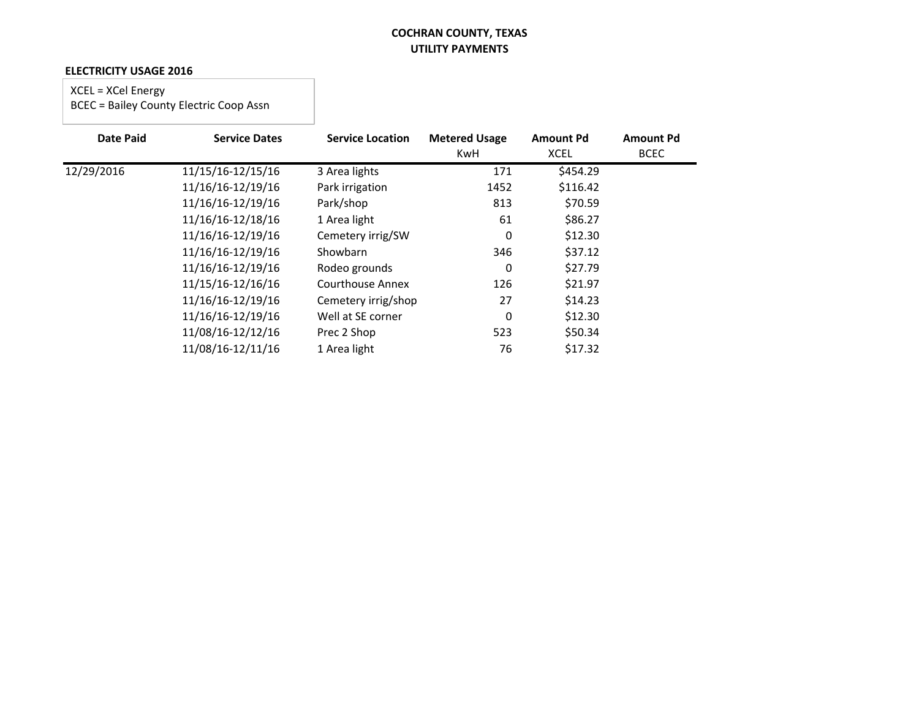**COCHRAN COUNTY, TEXAS**
**UTILITY PAYMENTS**

**ELECTRICITY USAGE 2016**

XCEL = XCel Energy
BCEC = Bailey County Electric Coop Assn

| Date Paid | Service Dates | Service Location | Metered Usage KwH | Amount Pd XCEL | Amount Pd BCEC |
|---|---|---|---|---|---|
| 12/29/2016 | 11/15/16-12/15/16 | 3 Area lights | 171 | $454.29 | |
| | 11/16/16-12/19/16 | Park irrigation | 1452 | $116.42 | |
| | 11/16/16-12/19/16 | Park/shop | 813 | $70.59 | |
| | 11/16/16-12/18/16 | 1 Area light | 61 | $86.27 | |
| | 11/16/16-12/19/16 | Cemetery irrig/SW | 0 | $12.30 | |
| | 11/16/16-12/19/16 | Showbarn | 346 | $37.12 | |
| | 11/16/16-12/19/16 | Rodeo grounds | 0 | $27.79 | |
| | 11/15/16-12/16/16 | Courthouse Annex | 126 | $21.97 | |
| | 11/16/16-12/19/16 | Cemetery irrig/shop | 27 | $14.23 | |
| | 11/16/16-12/19/16 | Well at SE corner | 0 | $12.30 | |
| | 11/08/16-12/12/16 | Prec 2 Shop | 523 | $50.34 | |
| | 11/08/16-12/11/16 | 1 Area light | 76 | $17.32 | |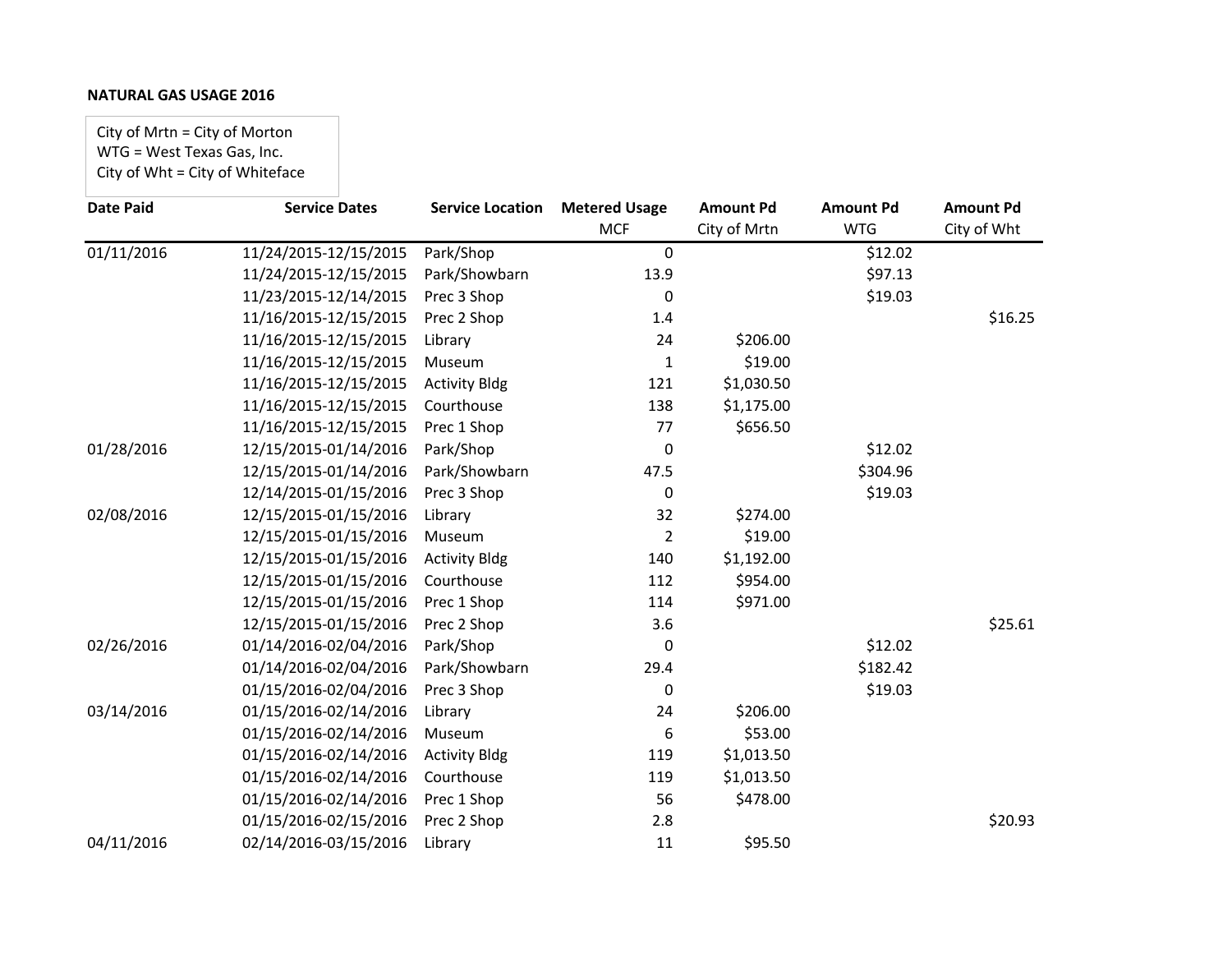**NATURAL GAS USAGE 2016**

City of Mrtn = City of Morton
WTG = West Texas Gas, Inc.
City of Wht = City of Whiteface

| Date Paid | Service Dates | Service Location | Metered Usage MCF | Amount Pd City of Mrtn | Amount Pd WTG | Amount Pd City of Wht |
|---|---|---|---|---|---|---|
| 01/11/2016 | 11/24/2015-12/15/2015 | Park/Shop | 0 | | $12.02 | |
| | 11/24/2015-12/15/2015 | Park/Showbarn | 13.9 | | $97.13 | |
| | 11/23/2015-12/14/2015 | Prec 3 Shop | 0 | | $19.03 | |
| | 11/16/2015-12/15/2015 | Prec 2 Shop | 1.4 | | | $16.25 |
| | 11/16/2015-12/15/2015 | Library | 24 | $206.00 | | |
| | 11/16/2015-12/15/2015 | Museum | 1 | $19.00 | | |
| | 11/16/2015-12/15/2015 | Activity Bldg | 121 | $1,030.50 | | |
| | 11/16/2015-12/15/2015 | Courthouse | 138 | $1,175.00 | | |
| | 11/16/2015-12/15/2015 | Prec 1 Shop | 77 | $656.50 | | |
| 01/28/2016 | 12/15/2015-01/14/2016 | Park/Shop | 0 | | $12.02 | |
| | 12/15/2015-01/14/2016 | Park/Showbarn | 47.5 | | $304.96 | |
| | 12/14/2015-01/15/2016 | Prec 3 Shop | 0 | | $19.03 | |
| 02/08/2016 | 12/15/2015-01/15/2016 | Library | 32 | $274.00 | | |
| | 12/15/2015-01/15/2016 | Museum | 2 | $19.00 | | |
| | 12/15/2015-01/15/2016 | Activity Bldg | 140 | $1,192.00 | | |
| | 12/15/2015-01/15/2016 | Courthouse | 112 | $954.00 | | |
| | 12/15/2015-01/15/2016 | Prec 1 Shop | 114 | $971.00 | | |
| | 12/15/2015-01/15/2016 | Prec 2 Shop | 3.6 | | | $25.61 |
| 02/26/2016 | 01/14/2016-02/04/2016 | Park/Shop | 0 | | $12.02 | |
| | 01/14/2016-02/04/2016 | Park/Showbarn | 29.4 | | $182.42 | |
| | 01/15/2016-02/04/2016 | Prec 3 Shop | 0 | | $19.03 | |
| 03/14/2016 | 01/15/2016-02/14/2016 | Library | 24 | $206.00 | | |
| | 01/15/2016-02/14/2016 | Museum | 6 | $53.00 | | |
| | 01/15/2016-02/14/2016 | Activity Bldg | 119 | $1,013.50 | | |
| | 01/15/2016-02/14/2016 | Courthouse | 119 | $1,013.50 | | |
| | 01/15/2016-02/14/2016 | Prec 1 Shop | 56 | $478.00 | | |
| | 01/15/2016-02/15/2016 | Prec 2 Shop | 2.8 | | | $20.93 |
| 04/11/2016 | 02/14/2016-03/15/2016 | Library | 11 | $95.50 | | |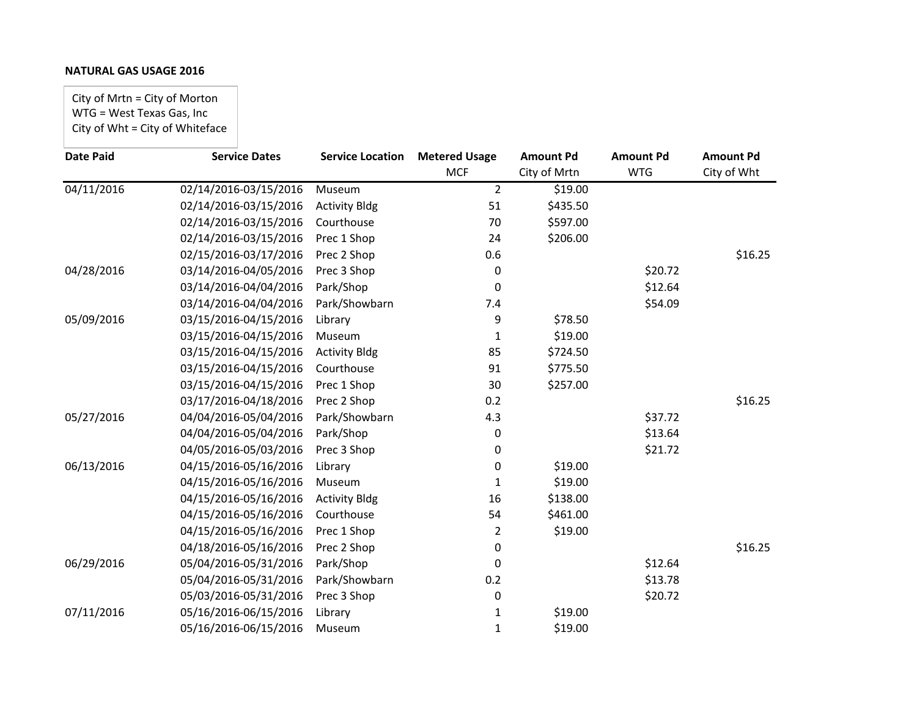**NATURAL GAS USAGE 2016**

City of Mrtn = City of Morton
WTG = West Texas Gas, Inc
City of Wht = City of Whiteface

| Date Paid | Service Dates | Service Location | Metered Usage MCF | Amount Pd City of Mrtn | Amount Pd WTG | Amount Pd City of Wht |
|---|---|---|---|---|---|---|
| 04/11/2016 | 02/14/2016-03/15/2016 | Museum | 2 | $19.00 | | |
| | 02/14/2016-03/15/2016 | Activity Bldg | 51 | $435.50 | | |
| | 02/14/2016-03/15/2016 | Courthouse | 70 | $597.00 | | |
| | 02/14/2016-03/15/2016 | Prec 1 Shop | 24 | $206.00 | | |
| | 02/15/2016-03/17/2016 | Prec 2 Shop | 0.6 | | | $16.25 |
| 04/28/2016 | 03/14/2016-04/05/2016 | Prec 3 Shop | 0 | | $20.72 | |
| | 03/14/2016-04/04/2016 | Park/Shop | 0 | | $12.64 | |
| | 03/14/2016-04/04/2016 | Park/Showbarn | 7.4 | | $54.09 | |
| 05/09/2016 | 03/15/2016-04/15/2016 | Library | 9 | $78.50 | | |
| | 03/15/2016-04/15/2016 | Museum | 1 | $19.00 | | |
| | 03/15/2016-04/15/2016 | Activity Bldg | 85 | $724.50 | | |
| | 03/15/2016-04/15/2016 | Courthouse | 91 | $775.50 | | |
| | 03/15/2016-04/15/2016 | Prec 1 Shop | 30 | $257.00 | | |
| | 03/17/2016-04/18/2016 | Prec 2 Shop | 0.2 | | | $16.25 |
| 05/27/2016 | 04/04/2016-05/04/2016 | Park/Showbarn | 4.3 | | $37.72 | |
| | 04/04/2016-05/04/2016 | Park/Shop | 0 | | $13.64 | |
| | 04/05/2016-05/03/2016 | Prec 3 Shop | 0 | | $21.72 | |
| 06/13/2016 | 04/15/2016-05/16/2016 | Library | 0 | $19.00 | | |
| | 04/15/2016-05/16/2016 | Museum | 1 | $19.00 | | |
| | 04/15/2016-05/16/2016 | Activity Bldg | 16 | $138.00 | | |
| | 04/15/2016-05/16/2016 | Courthouse | 54 | $461.00 | | |
| | 04/15/2016-05/16/2016 | Prec 1 Shop | 2 | $19.00 | | |
| | 04/18/2016-05/16/2016 | Prec 2 Shop | 0 | | | $16.25 |
| 06/29/2016 | 05/04/2016-05/31/2016 | Park/Shop | 0 | | $12.64 | |
| | 05/04/2016-05/31/2016 | Park/Showbarn | 0.2 | | $13.78 | |
| | 05/03/2016-05/31/2016 | Prec 3 Shop | 0 | | $20.72 | |
| 07/11/2016 | 05/16/2016-06/15/2016 | Library | 1 | $19.00 | | |
| | 05/16/2016-06/15/2016 | Museum | 1 | $19.00 | | |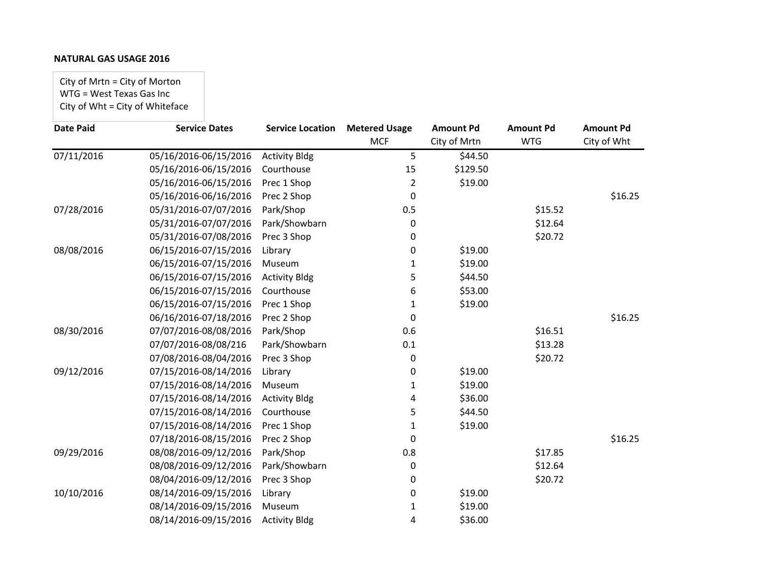**NATURAL GAS USAGE 2016**

City of Mrtn = City of Morton
WTG = West Texas Gas Inc
City of Wht = City of Whiteface

| Date Paid | Service Dates | Service Location | Metered Usage MCF | Amount Pd City of Mrtn | Amount Pd WTG | Amount Pd City of Wht |
|---|---|---|---|---|---|---|
| 07/11/2016 | 05/16/2016-06/15/2016 | Activity Bldg | 5 | $44.50 | | |
| | 05/16/2016-06/15/2016 | Courthouse | 15 | $129.50 | | |
| | 05/16/2016-06/15/2016 | Prec 1 Shop | 2 | $19.00 | | |
| | 05/16/2016-06/16/2016 | Prec 2 Shop | 0 | | | $16.25 |
| 07/28/2016 | 05/31/2016-07/07/2016 | Park/Shop | 0.5 | | $15.52 | |
| | 05/31/2016-07/07/2016 | Park/Showbarn | 0 | | $12.64 | |
| | 05/31/2016-07/08/2016 | Prec 3 Shop | 0 | | $20.72 | |
| 08/08/2016 | 06/15/2016-07/15/2016 | Library | 0 | $19.00 | | |
| | 06/15/2016-07/15/2016 | Museum | 1 | $19.00 | | |
| | 06/15/2016-07/15/2016 | Activity Bldg | 5 | $44.50 | | |
| | 06/15/2016-07/15/2016 | Courthouse | 6 | $53.00 | | |
| | 06/15/2016-07/15/2016 | Prec 1 Shop | 1 | $19.00 | | |
| | 06/16/2016-07/18/2016 | Prec 2 Shop | 0 | | | $16.25 |
| 08/30/2016 | 07/07/2016-08/08/2016 | Park/Shop | 0.6 | | $16.51 | |
| | 07/07/2016-08/08/216 | Park/Showbarn | 0.1 | | $13.28 | |
| | 07/08/2016-08/04/2016 | Prec 3 Shop | 0 | | $20.72 | |
| 09/12/2016 | 07/15/2016-08/14/2016 | Library | 0 | $19.00 | | |
| | 07/15/2016-08/14/2016 | Museum | 1 | $19.00 | | |
| | 07/15/2016-08/14/2016 | Activity Bldg | 4 | $36.00 | | |
| | 07/15/2016-08/14/2016 | Courthouse | 5 | $44.50 | | |
| | 07/15/2016-08/14/2016 | Prec 1 Shop | 1 | $19.00 | | |
| | 07/18/2016-08/15/2016 | Prec 2 Shop | 0 | | | $16.25 |
| 09/29/2016 | 08/08/2016-09/12/2016 | Park/Shop | 0.8 | | $17.85 | |
| | 08/08/2016-09/12/2016 | Park/Showbarn | 0 | | $12.64 | |
| | 08/04/2016-09/12/2016 | Prec 3 Shop | 0 | | $20.72 | |
| 10/10/2016 | 08/14/2016-09/15/2016 | Library | 0 | $19.00 | | |
| | 08/14/2016-09/15/2016 | Museum | 1 | $19.00 | | |
| | 08/14/2016-09/15/2016 | Activity Bldg | 4 | $36.00 | | |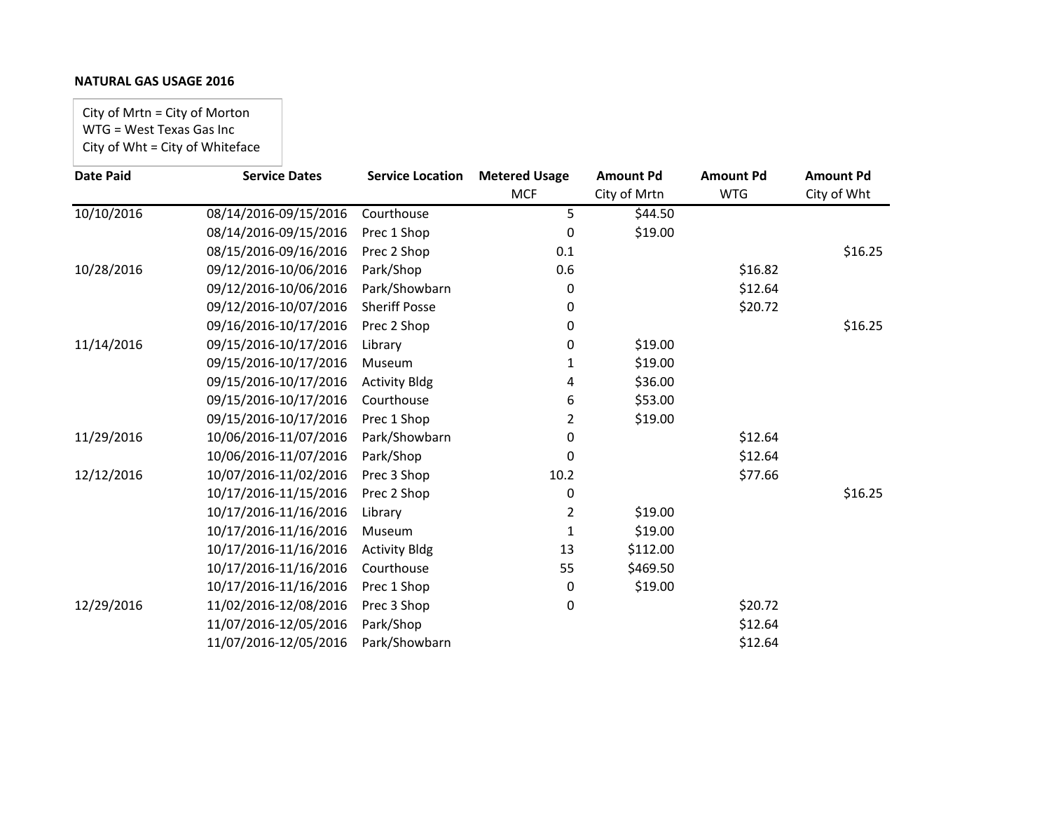**NATURAL GAS USAGE 2016**

City of Mrtn = City of Morton
WTG = West Texas Gas Inc
City of Wht = City of Whiteface

| Date Paid | Service Dates | Service Location | Metered Usage MCF | Amount Pd City of Mrtn | Amount Pd WTG | Amount Pd City of Wht |
|---|---|---|---|---|---|---|
| 10/10/2016 | 08/14/2016-09/15/2016 | Courthouse | 5 | $44.50 | | |
| | 08/14/2016-09/15/2016 | Prec 1 Shop | 0 | $19.00 | | |
| | 08/15/2016-09/16/2016 | Prec 2 Shop | 0.1 | | | $16.25 |
| 10/28/2016 | 09/12/2016-10/06/2016 | Park/Shop | 0.6 | | $16.82 | |
| | 09/12/2016-10/06/2016 | Park/Showbarn | 0 | | $12.64 | |
| | 09/12/2016-10/07/2016 | Sheriff Posse | 0 | | $20.72 | |
| | 09/16/2016-10/17/2016 | Prec 2 Shop | 0 | | | $16.25 |
| 11/14/2016 | 09/15/2016-10/17/2016 | Library | 0 | $19.00 | | |
| | 09/15/2016-10/17/2016 | Museum | 1 | $19.00 | | |
| | 09/15/2016-10/17/2016 | Activity Bldg | 4 | $36.00 | | |
| | 09/15/2016-10/17/2016 | Courthouse | 6 | $53.00 | | |
| | 09/15/2016-10/17/2016 | Prec 1 Shop | 2 | $19.00 | | |
| 11/29/2016 | 10/06/2016-11/07/2016 | Park/Showbarn | 0 | | $12.64 | |
| | 10/06/2016-11/07/2016 | Park/Shop | 0 | | $12.64 | |
| 12/12/2016 | 10/07/2016-11/02/2016 | Prec 3 Shop | 10.2 | | $77.66 | |
| | 10/17/2016-11/15/2016 | Prec 2 Shop | 0 | | | $16.25 |
| | 10/17/2016-11/16/2016 | Library | 2 | $19.00 | | |
| | 10/17/2016-11/16/2016 | Museum | 1 | $19.00 | | |
| | 10/17/2016-11/16/2016 | Activity Bldg | 13 | $112.00 | | |
| | 10/17/2016-11/16/2016 | Courthouse | 55 | $469.50 | | |
| | 10/17/2016-11/16/2016 | Prec 1 Shop | 0 | $19.00 | | |
| 12/29/2016 | 11/02/2016-12/08/2016 | Prec 3 Shop | 0 | | $20.72 | |
| | 11/07/2016-12/05/2016 | Park/Shop | | | $12.64 | |
| | 11/07/2016-12/05/2016 | Park/Showbarn | | | $12.64 | |